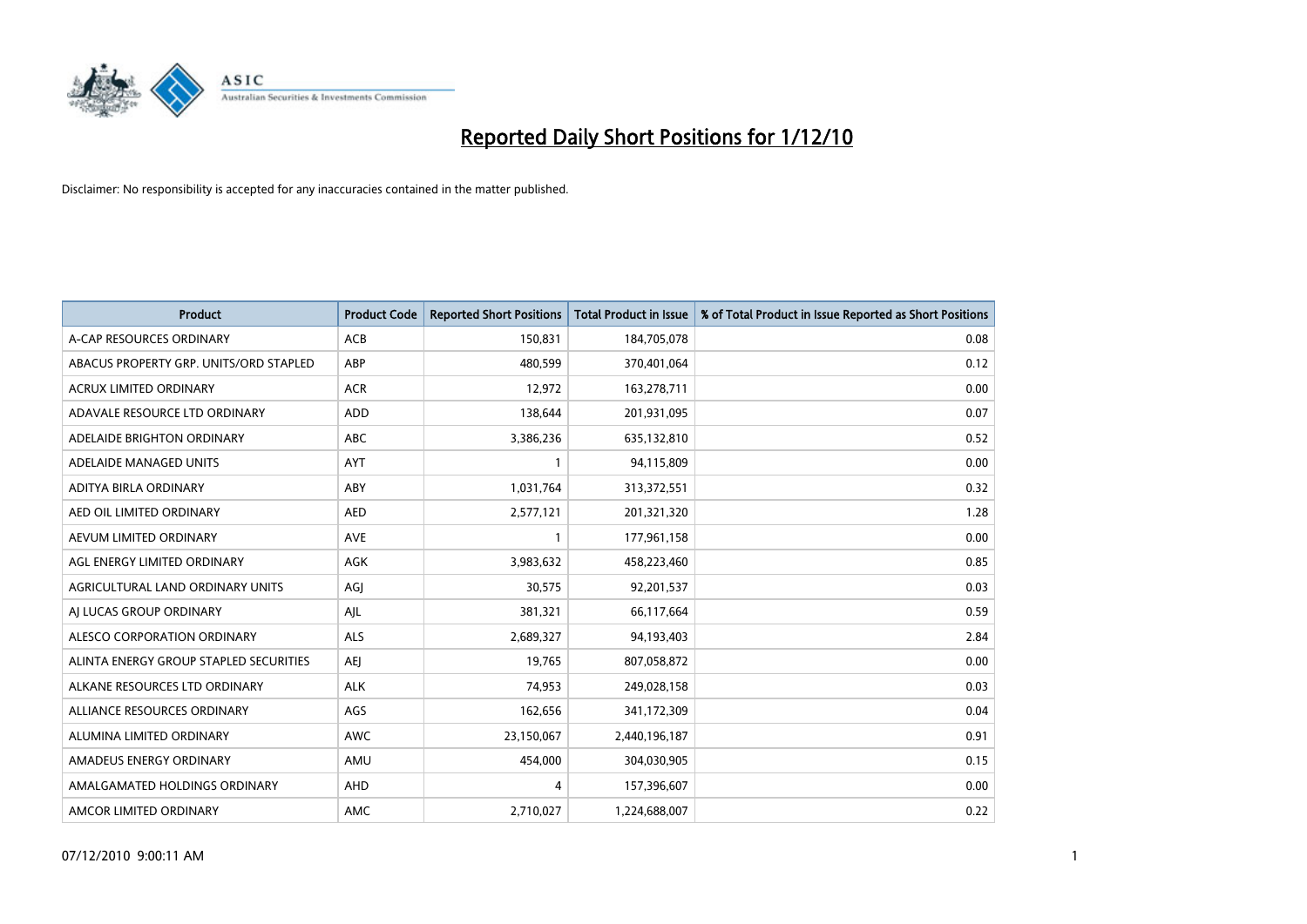# Reported Daily Short Positions for 1/12/10

Disclaimer: No responsibility is accepted for any inaccuracies contained in the matter published.

| Product | Product Code | Reported Short Positions | Total Product in Issue | % of Total Product in Issue Reported as Short Positions |
|---|---|---|---|---|
| A-CAP RESOURCES ORDINARY | ACB | 150,831 | 184,705,078 | 0.08 |
| ABACUS PROPERTY GRP. UNITS/ORD STAPLED | ABP | 480,599 | 370,401,064 | 0.12 |
| ACRUX LIMITED ORDINARY | ACR | 12,972 | 163,278,711 | 0.00 |
| ADAVALE RESOURCE LTD ORDINARY | ADD | 138,644 | 201,931,095 | 0.07 |
| ADELAIDE BRIGHTON ORDINARY | ABC | 3,386,236 | 635,132,810 | 0.52 |
| ADELAIDE MANAGED UNITS | AYT | 1 | 94,115,809 | 0.00 |
| ADITYA BIRLA ORDINARY | ABY | 1,031,764 | 313,372,551 | 0.32 |
| AED OIL LIMITED ORDINARY | AED | 2,577,121 | 201,321,320 | 1.28 |
| AEVUM LIMITED ORDINARY | AVE | 1 | 177,961,158 | 0.00 |
| AGL ENERGY LIMITED ORDINARY | AGK | 3,983,632 | 458,223,460 | 0.85 |
| AGRICULTURAL LAND ORDINARY UNITS | AGJ | 30,575 | 92,201,537 | 0.03 |
| AJ LUCAS GROUP ORDINARY | AJL | 381,321 | 66,117,664 | 0.59 |
| ALESCO CORPORATION ORDINARY | ALS | 2,689,327 | 94,193,403 | 2.84 |
| ALINTA ENERGY GROUP STAPLED SECURITIES | AEJ | 19,765 | 807,058,872 | 0.00 |
| ALKANE RESOURCES LTD ORDINARY | ALK | 74,953 | 249,028,158 | 0.03 |
| ALLIANCE RESOURCES ORDINARY | AGS | 162,656 | 341,172,309 | 0.04 |
| ALUMINA LIMITED ORDINARY | AWC | 23,150,067 | 2,440,196,187 | 0.91 |
| AMADEUS ENERGY ORDINARY | AMU | 454,000 | 304,030,905 | 0.15 |
| AMALGAMATED HOLDINGS ORDINARY | AHD | 4 | 157,396,607 | 0.00 |
| AMCOR LIMITED ORDINARY | AMC | 2,710,027 | 1,224,688,007 | 0.22 |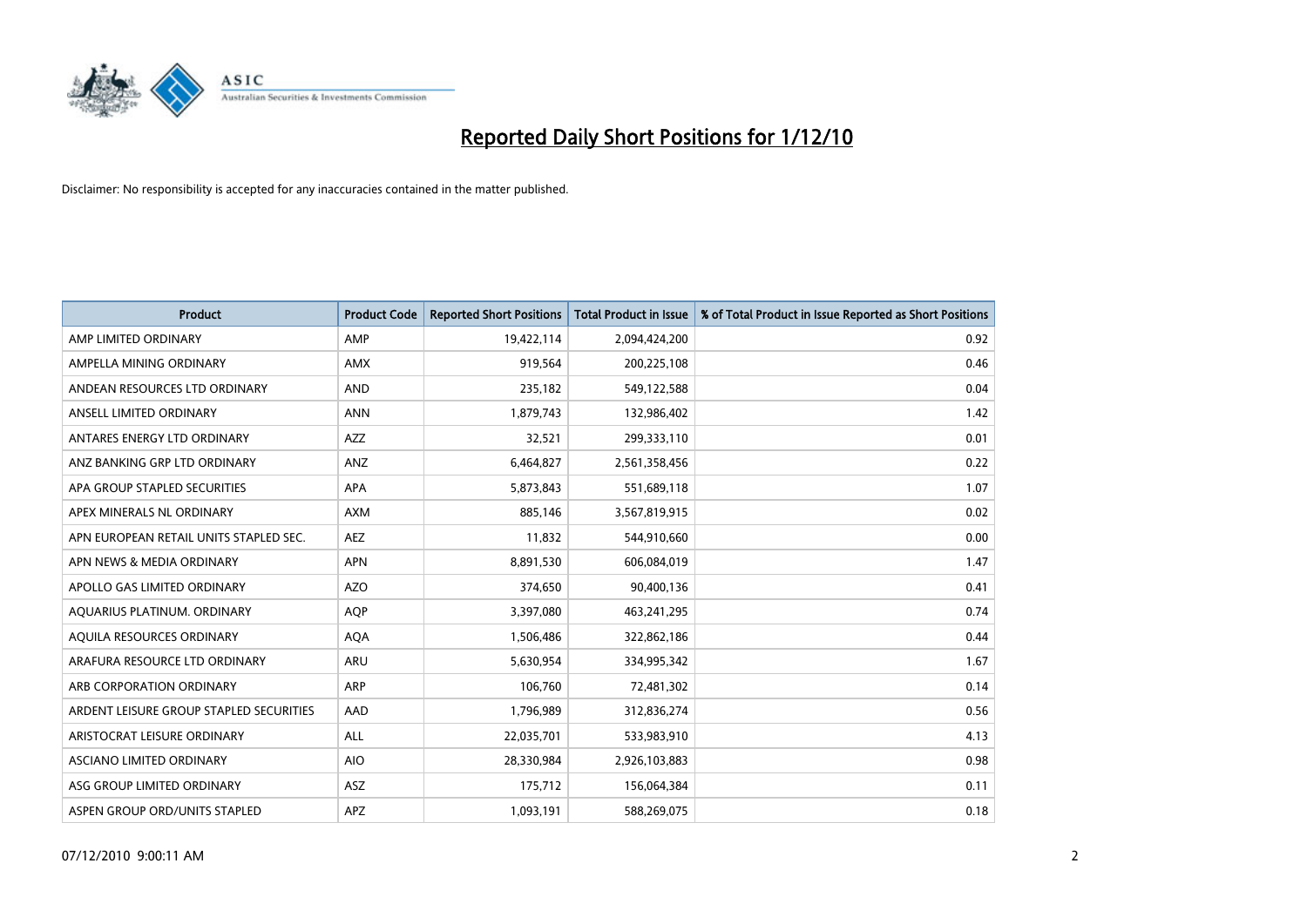# Reported Daily Short Positions for 1/12/10

Disclaimer: No responsibility is accepted for any inaccuracies contained in the matter published.

| Product | Product Code | Reported Short Positions | Total Product in Issue | % of Total Product in Issue Reported as Short Positions |
|---|---|---|---|---|
| AMP LIMITED ORDINARY | AMP | 19,422,114 | 2,094,424,200 | 0.92 |
| AMPELLA MINING ORDINARY | AMX | 919,564 | 200,225,108 | 0.46 |
| ANDEAN RESOURCES LTD ORDINARY | AND | 235,182 | 549,122,588 | 0.04 |
| ANSELL LIMITED ORDINARY | ANN | 1,879,743 | 132,986,402 | 1.42 |
| ANTARES ENERGY LTD ORDINARY | AZZ | 32,521 | 299,333,110 | 0.01 |
| ANZ BANKING GRP LTD ORDINARY | ANZ | 6,464,827 | 2,561,358,456 | 0.22 |
| APA GROUP STAPLED SECURITIES | APA | 5,873,843 | 551,689,118 | 1.07 |
| APEX MINERALS NL ORDINARY | AXM | 885,146 | 3,567,819,915 | 0.02 |
| APN EUROPEAN RETAIL UNITS STAPLED SEC. | AEZ | 11,832 | 544,910,660 | 0.00 |
| APN NEWS & MEDIA ORDINARY | APN | 8,891,530 | 606,084,019 | 1.47 |
| APOLLO GAS LIMITED ORDINARY | AZO | 374,650 | 90,400,136 | 0.41 |
| AQUARIUS PLATINUM. ORDINARY | AQP | 3,397,080 | 463,241,295 | 0.74 |
| AQUILA RESOURCES ORDINARY | AQA | 1,506,486 | 322,862,186 | 0.44 |
| ARAFURA RESOURCE LTD ORDINARY | ARU | 5,630,954 | 334,995,342 | 1.67 |
| ARB CORPORATION ORDINARY | ARP | 106,760 | 72,481,302 | 0.14 |
| ARDENT LEISURE GROUP STAPLED SECURITIES | AAD | 1,796,989 | 312,836,274 | 0.56 |
| ARISTOCRAT LEISURE ORDINARY | ALL | 22,035,701 | 533,983,910 | 4.13 |
| ASCIANO LIMITED ORDINARY | AIO | 28,330,984 | 2,926,103,883 | 0.98 |
| ASG GROUP LIMITED ORDINARY | ASZ | 175,712 | 156,064,384 | 0.11 |
| ASPEN GROUP ORD/UNITS STAPLED | APZ | 1,093,191 | 588,269,075 | 0.18 |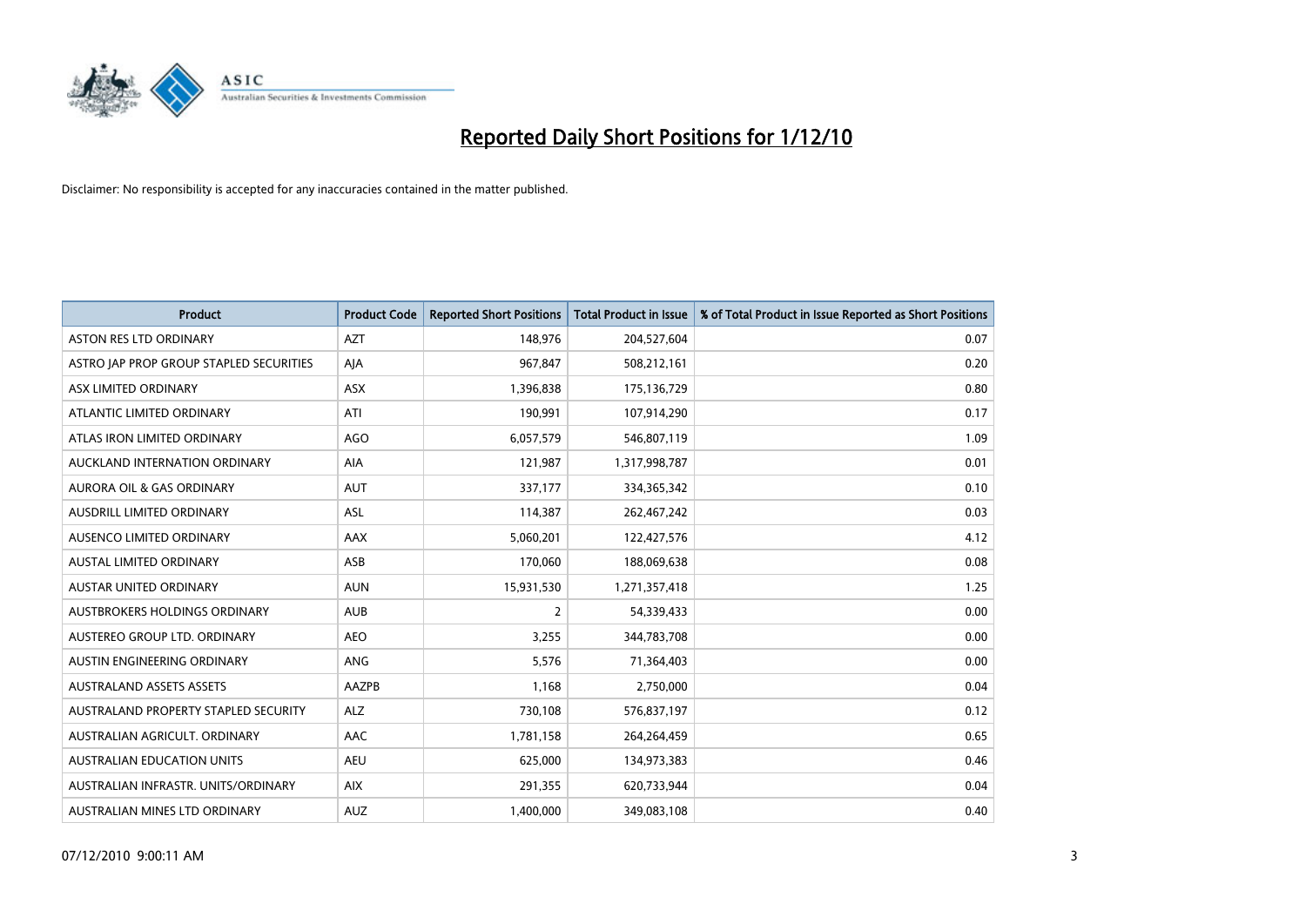# Reported Daily Short Positions for 1/12/10

Disclaimer: No responsibility is accepted for any inaccuracies contained in the matter published.

| Product | Product Code | Reported Short Positions | Total Product in Issue | % of Total Product in Issue Reported as Short Positions |
|---|---|---|---|---|
| ASTON RES LTD ORDINARY | AZT | 148,976 | 204,527,604 | 0.07 |
| ASTRO JAP PROP GROUP STAPLED SECURITIES | AJA | 967,847 | 508,212,161 | 0.20 |
| ASX LIMITED ORDINARY | ASX | 1,396,838 | 175,136,729 | 0.80 |
| ATLANTIC LIMITED ORDINARY | ATI | 190,991 | 107,914,290 | 0.17 |
| ATLAS IRON LIMITED ORDINARY | AGO | 6,057,579 | 546,807,119 | 1.09 |
| AUCKLAND INTERNATION ORDINARY | AIA | 121,987 | 1,317,998,787 | 0.01 |
| AURORA OIL & GAS ORDINARY | AUT | 337,177 | 334,365,342 | 0.10 |
| AUSDRILL LIMITED ORDINARY | ASL | 114,387 | 262,467,242 | 0.03 |
| AUSENCO LIMITED ORDINARY | AAX | 5,060,201 | 122,427,576 | 4.12 |
| AUSTAL LIMITED ORDINARY | ASB | 170,060 | 188,069,638 | 0.08 |
| AUSTAR UNITED ORDINARY | AUN | 15,931,530 | 1,271,357,418 | 1.25 |
| AUSTBROKERS HOLDINGS ORDINARY | AUB | 2 | 54,339,433 | 0.00 |
| AUSTEREO GROUP LTD. ORDINARY | AEO | 3,255 | 344,783,708 | 0.00 |
| AUSTIN ENGINEERING ORDINARY | ANG | 5,576 | 71,364,403 | 0.00 |
| AUSTRALAND ASSETS ASSETS | AAZPB | 1,168 | 2,750,000 | 0.04 |
| AUSTRALAND PROPERTY STAPLED SECURITY | ALZ | 730,108 | 576,837,197 | 0.12 |
| AUSTRALIAN AGRICULT. ORDINARY | AAC | 1,781,158 | 264,264,459 | 0.65 |
| AUSTRALIAN EDUCATION UNITS | AEU | 625,000 | 134,973,383 | 0.46 |
| AUSTRALIAN INFRASTR. UNITS/ORDINARY | AIX | 291,355 | 620,733,944 | 0.04 |
| AUSTRALIAN MINES LTD ORDINARY | AUZ | 1,400,000 | 349,083,108 | 0.40 |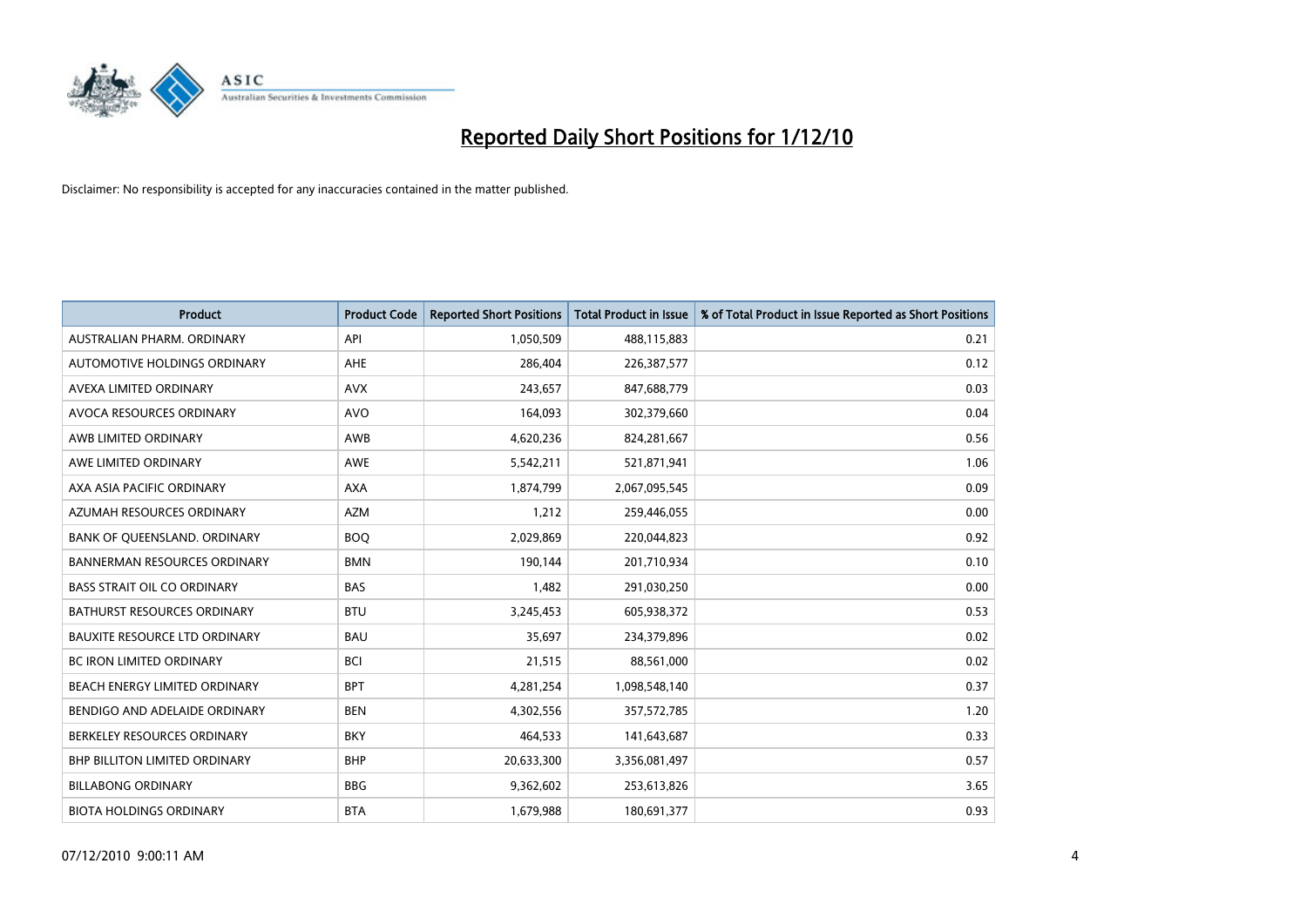# Reported Daily Short Positions for 1/12/10

Disclaimer: No responsibility is accepted for any inaccuracies contained in the matter published.

| Product | Product Code | Reported Short Positions | Total Product in Issue | % of Total Product in Issue Reported as Short Positions |
|---|---|---|---|---|
| AUSTRALIAN PHARM. ORDINARY | API | 1,050,509 | 488,115,883 | 0.21 |
| AUTOMOTIVE HOLDINGS ORDINARY | AHE | 286,404 | 226,387,577 | 0.12 |
| AVEXA LIMITED ORDINARY | AVX | 243,657 | 847,688,779 | 0.03 |
| AVOCA RESOURCES ORDINARY | AVO | 164,093 | 302,379,660 | 0.04 |
| AWB LIMITED ORDINARY | AWB | 4,620,236 | 824,281,667 | 0.56 |
| AWE LIMITED ORDINARY | AWE | 5,542,211 | 521,871,941 | 1.06 |
| AXA ASIA PACIFIC ORDINARY | AXA | 1,874,799 | 2,067,095,545 | 0.09 |
| AZUMAH RESOURCES ORDINARY | AZM | 1,212 | 259,446,055 | 0.00 |
| BANK OF QUEENSLAND. ORDINARY | BOQ | 2,029,869 | 220,044,823 | 0.92 |
| BANNERMAN RESOURCES ORDINARY | BMN | 190,144 | 201,710,934 | 0.10 |
| BASS STRAIT OIL CO ORDINARY | BAS | 1,482 | 291,030,250 | 0.00 |
| BATHURST RESOURCES ORDINARY | BTU | 3,245,453 | 605,938,372 | 0.53 |
| BAUXITE RESOURCE LTD ORDINARY | BAU | 35,697 | 234,379,896 | 0.02 |
| BC IRON LIMITED ORDINARY | BCI | 21,515 | 88,561,000 | 0.02 |
| BEACH ENERGY LIMITED ORDINARY | BPT | 4,281,254 | 1,098,548,140 | 0.37 |
| BENDIGO AND ADELAIDE ORDINARY | BEN | 4,302,556 | 357,572,785 | 1.20 |
| BERKELEY RESOURCES ORDINARY | BKY | 464,533 | 141,643,687 | 0.33 |
| BHP BILLITON LIMITED ORDINARY | BHP | 20,633,300 | 3,356,081,497 | 0.57 |
| BILLABONG ORDINARY | BBG | 9,362,602 | 253,613,826 | 3.65 |
| BIOTA HOLDINGS ORDINARY | BTA | 1,679,988 | 180,691,377 | 0.93 |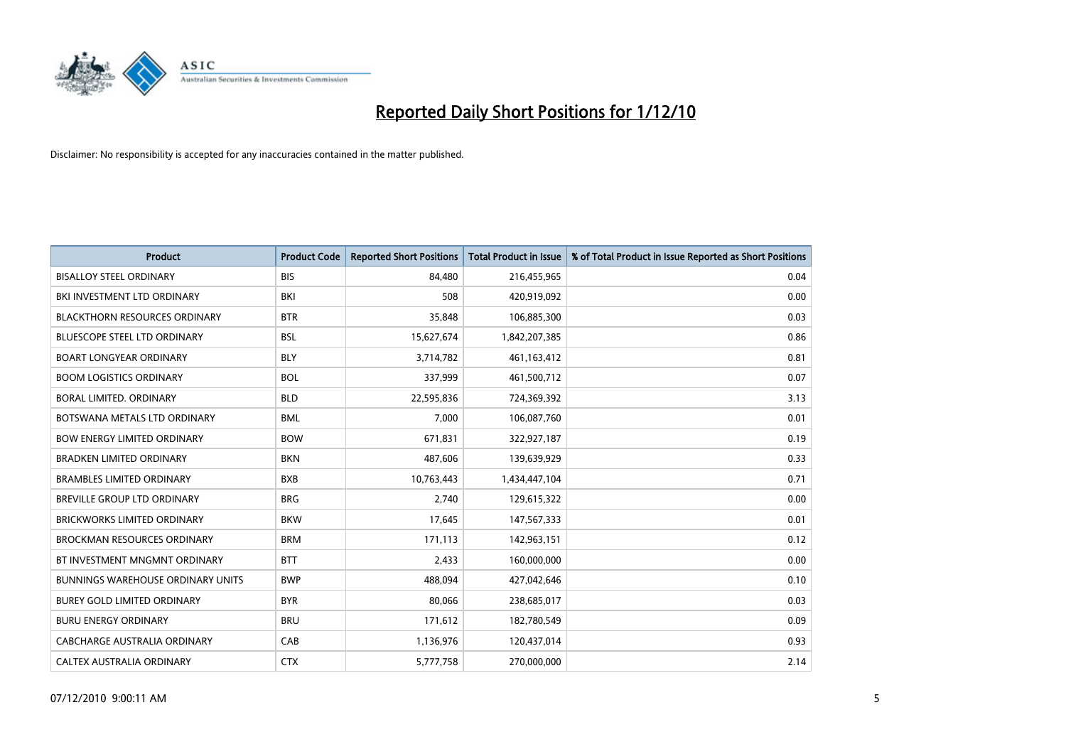# Reported Daily Short Positions for 1/12/10

Disclaimer: No responsibility is accepted for any inaccuracies contained in the matter published.

| Product | Product Code | Reported Short Positions | Total Product in Issue | % of Total Product in Issue Reported as Short Positions |
|---|---|---|---|---|
| BISALLOY STEEL ORDINARY | BIS | 84,480 | 216,455,965 | 0.04 |
| BKI INVESTMENT LTD ORDINARY | BKI | 508 | 420,919,092 | 0.00 |
| BLACKTHORN RESOURCES ORDINARY | BTR | 35,848 | 106,885,300 | 0.03 |
| BLUESCOPE STEEL LTD ORDINARY | BSL | 15,627,674 | 1,842,207,385 | 0.86 |
| BOART LONGYEAR ORDINARY | BLY | 3,714,782 | 461,163,412 | 0.81 |
| BOOM LOGISTICS ORDINARY | BOL | 337,999 | 461,500,712 | 0.07 |
| BORAL LIMITED. ORDINARY | BLD | 22,595,836 | 724,369,392 | 3.13 |
| BOTSWANA METALS LTD ORDINARY | BML | 7,000 | 106,087,760 | 0.01 |
| BOW ENERGY LIMITED ORDINARY | BOW | 671,831 | 322,927,187 | 0.19 |
| BRADKEN LIMITED ORDINARY | BKN | 487,606 | 139,639,929 | 0.33 |
| BRAMBLES LIMITED ORDINARY | BXB | 10,763,443 | 1,434,447,104 | 0.71 |
| BREVILLE GROUP LTD ORDINARY | BRG | 2,740 | 129,615,322 | 0.00 |
| BRICKWORKS LIMITED ORDINARY | BKW | 17,645 | 147,567,333 | 0.01 |
| BROCKMAN RESOURCES ORDINARY | BRM | 171,113 | 142,963,151 | 0.12 |
| BT INVESTMENT MNGMNT ORDINARY | BTT | 2,433 | 160,000,000 | 0.00 |
| BUNNINGS WAREHOUSE ORDINARY UNITS | BWP | 488,094 | 427,042,646 | 0.10 |
| BUREY GOLD LIMITED ORDINARY | BYR | 80,066 | 238,685,017 | 0.03 |
| BURU ENERGY ORDINARY | BRU | 171,612 | 182,780,549 | 0.09 |
| CABCHARGE AUSTRALIA ORDINARY | CAB | 1,136,976 | 120,437,014 | 0.93 |
| CALTEX AUSTRALIA ORDINARY | CTX | 5,777,758 | 270,000,000 | 2.14 |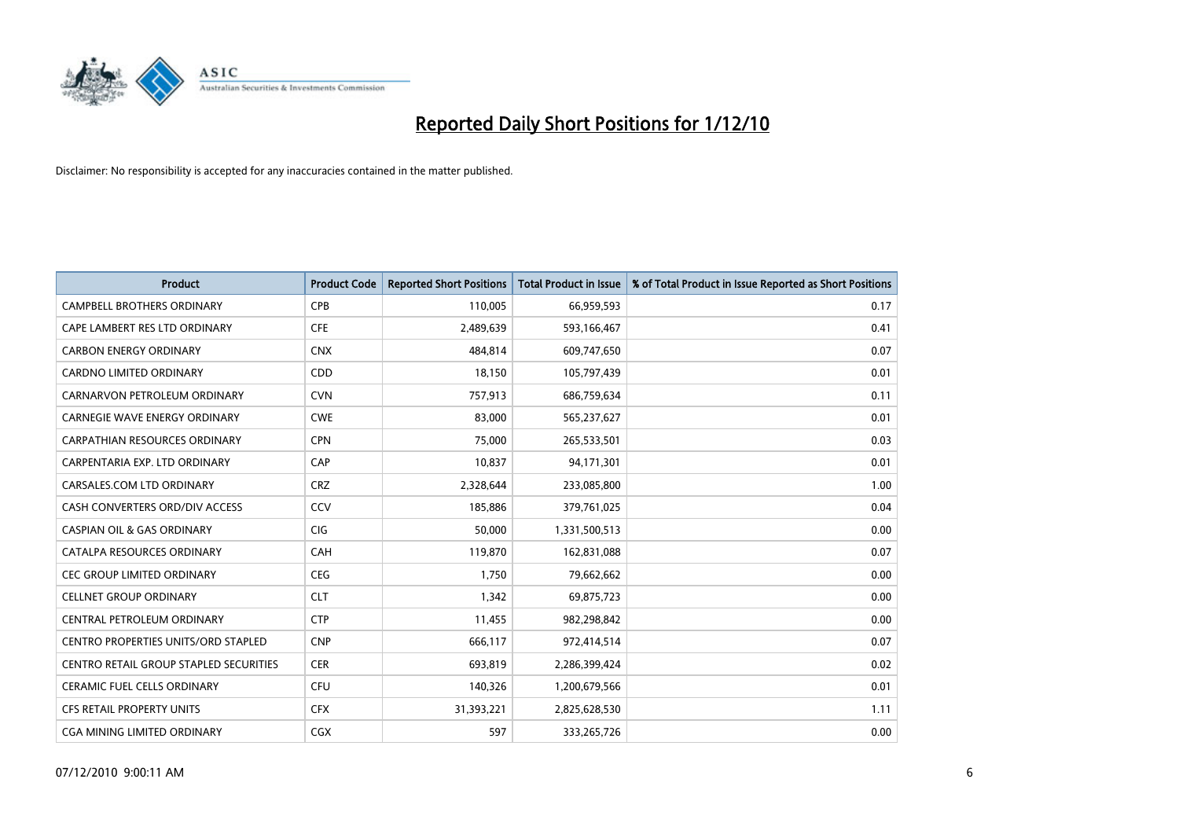# Reported Daily Short Positions for 1/12/10

Disclaimer: No responsibility is accepted for any inaccuracies contained in the matter published.

| Product | Product Code | Reported Short Positions | Total Product in Issue | % of Total Product in Issue Reported as Short Positions |
|---|---|---|---|---|
| CAMPBELL BROTHERS ORDINARY | CPB | 110,005 | 66,959,593 | 0.17 |
| CAPE LAMBERT RES LTD ORDINARY | CFE | 2,489,639 | 593,166,467 | 0.41 |
| CARBON ENERGY ORDINARY | CNX | 484,814 | 609,747,650 | 0.07 |
| CARDNO LIMITED ORDINARY | CDD | 18,150 | 105,797,439 | 0.01 |
| CARNARVON PETROLEUM ORDINARY | CVN | 757,913 | 686,759,634 | 0.11 |
| CARNEGIE WAVE ENERGY ORDINARY | CWE | 83,000 | 565,237,627 | 0.01 |
| CARPATHIAN RESOURCES ORDINARY | CPN | 75,000 | 265,533,501 | 0.03 |
| CARPENTARIA EXP. LTD ORDINARY | CAP | 10,837 | 94,171,301 | 0.01 |
| CARSALES.COM LTD ORDINARY | CRZ | 2,328,644 | 233,085,800 | 1.00 |
| CASH CONVERTERS ORD/DIV ACCESS | CCV | 185,886 | 379,761,025 | 0.04 |
| CASPIAN OIL & GAS ORDINARY | CIG | 50,000 | 1,331,500,513 | 0.00 |
| CATALPA RESOURCES ORDINARY | CAH | 119,870 | 162,831,088 | 0.07 |
| CEC GROUP LIMITED ORDINARY | CEG | 1,750 | 79,662,662 | 0.00 |
| CELLNET GROUP ORDINARY | CLT | 1,342 | 69,875,723 | 0.00 |
| CENTRAL PETROLEUM ORDINARY | CTP | 11,455 | 982,298,842 | 0.00 |
| CENTRO PROPERTIES UNITS/ORD STAPLED | CNP | 666,117 | 972,414,514 | 0.07 |
| CENTRO RETAIL GROUP STAPLED SECURITIES | CER | 693,819 | 2,286,399,424 | 0.02 |
| CERAMIC FUEL CELLS ORDINARY | CFU | 140,326 | 1,200,679,566 | 0.01 |
| CFS RETAIL PROPERTY UNITS | CFX | 31,393,221 | 2,825,628,530 | 1.11 |
| CGA MINING LIMITED ORDINARY | CGX | 597 | 333,265,726 | 0.00 |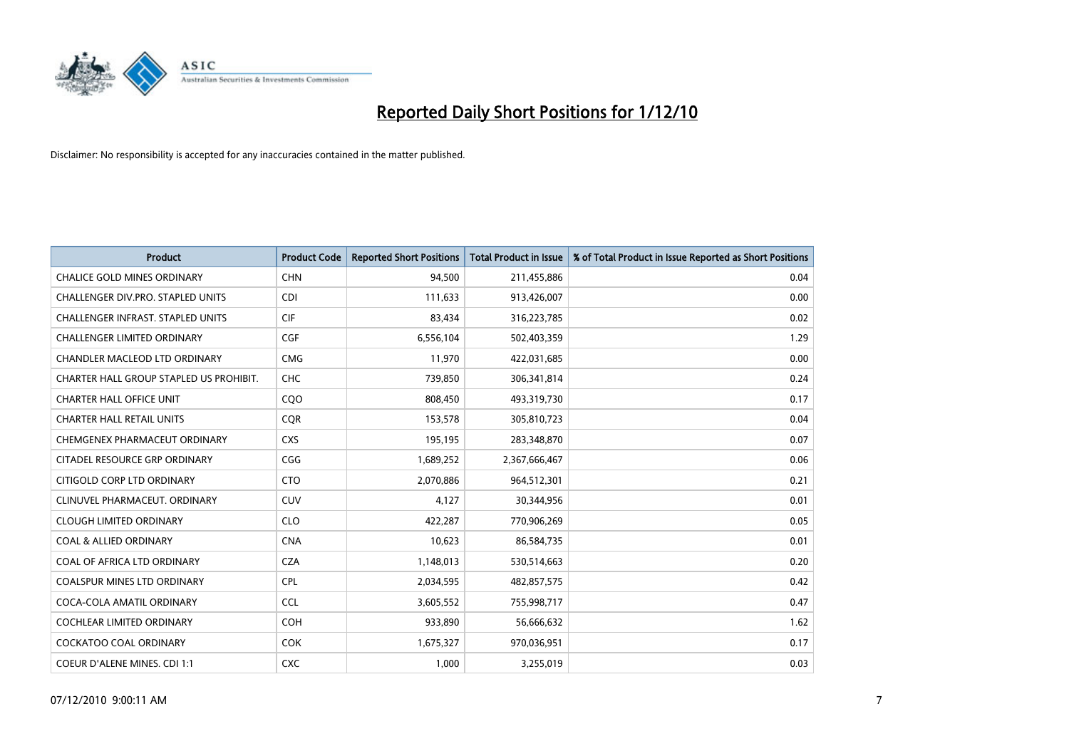# Reported Daily Short Positions for 1/12/10

Disclaimer: No responsibility is accepted for any inaccuracies contained in the matter published.

| Product | Product Code | Reported Short Positions | Total Product in Issue | % of Total Product in Issue Reported as Short Positions |
|---|---|---|---|---|
| CHALICE GOLD MINES ORDINARY | CHN | 94,500 | 211,455,886 | 0.04 |
| CHALLENGER DIV.PRO. STAPLED UNITS | CDI | 111,633 | 913,426,007 | 0.00 |
| CHALLENGER INFRAST. STAPLED UNITS | CIF | 83,434 | 316,223,785 | 0.02 |
| CHALLENGER LIMITED ORDINARY | CGF | 6,556,104 | 502,403,359 | 1.29 |
| CHANDLER MACLEOD LTD ORDINARY | CMG | 11,970 | 422,031,685 | 0.00 |
| CHARTER HALL GROUP STAPLED US PROHIBIT. | CHC | 739,850 | 306,341,814 | 0.24 |
| CHARTER HALL OFFICE UNIT | CQO | 808,450 | 493,319,730 | 0.17 |
| CHARTER HALL RETAIL UNITS | CQR | 153,578 | 305,810,723 | 0.04 |
| CHEMGENEX PHARMACEUT ORDINARY | CXS | 195,195 | 283,348,870 | 0.07 |
| CITADEL RESOURCE GRP ORDINARY | CGG | 1,689,252 | 2,367,666,467 | 0.06 |
| CITIGOLD CORP LTD ORDINARY | CTO | 2,070,886 | 964,512,301 | 0.21 |
| CLINUVEL PHARMACEUT. ORDINARY | CUV | 4,127 | 30,344,956 | 0.01 |
| CLOUGH LIMITED ORDINARY | CLO | 422,287 | 770,906,269 | 0.05 |
| COAL & ALLIED ORDINARY | CNA | 10,623 | 86,584,735 | 0.01 |
| COAL OF AFRICA LTD ORDINARY | CZA | 1,148,013 | 530,514,663 | 0.20 |
| COALSPUR MINES LTD ORDINARY | CPL | 2,034,595 | 482,857,575 | 0.42 |
| COCA-COLA AMATIL ORDINARY | CCL | 3,605,552 | 755,998,717 | 0.47 |
| COCHLEAR LIMITED ORDINARY | COH | 933,890 | 56,666,632 | 1.62 |
| COCKATOO COAL ORDINARY | COK | 1,675,327 | 970,036,951 | 0.17 |
| COEUR D'ALENE MINES. CDI 1:1 | CXC | 1,000 | 3,255,019 | 0.03 |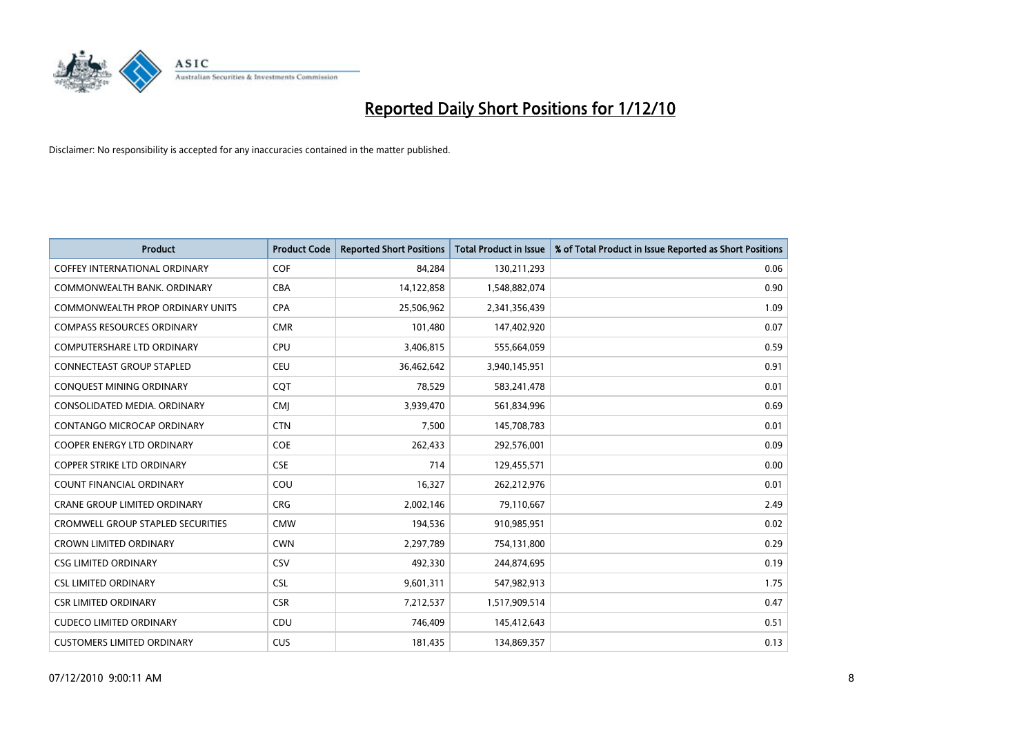# Reported Daily Short Positions for 1/12/10

Disclaimer: No responsibility is accepted for any inaccuracies contained in the matter published.

| Product | Product Code | Reported Short Positions | Total Product in Issue | % of Total Product in Issue Reported as Short Positions |
|---|---|---|---|---|
| COFFEY INTERNATIONAL ORDINARY | COF | 84,284 | 130,211,293 | 0.06 |
| COMMONWEALTH BANK. ORDINARY | CBA | 14,122,858 | 1,548,882,074 | 0.90 |
| COMMONWEALTH PROP ORDINARY UNITS | CPA | 25,506,962 | 2,341,356,439 | 1.09 |
| COMPASS RESOURCES ORDINARY | CMR | 101,480 | 147,402,920 | 0.07 |
| COMPUTERSHARE LTD ORDINARY | CPU | 3,406,815 | 555,664,059 | 0.59 |
| CONNECTEAST GROUP STAPLED | CEU | 36,462,642 | 3,940,145,951 | 0.91 |
| CONQUEST MINING ORDINARY | CQT | 78,529 | 583,241,478 | 0.01 |
| CONSOLIDATED MEDIA. ORDINARY | CMJ | 3,939,470 | 561,834,996 | 0.69 |
| CONTANGO MICROCAP ORDINARY | CTN | 7,500 | 145,708,783 | 0.01 |
| COOPER ENERGY LTD ORDINARY | COE | 262,433 | 292,576,001 | 0.09 |
| COPPER STRIKE LTD ORDINARY | CSE | 714 | 129,455,571 | 0.00 |
| COUNT FINANCIAL ORDINARY | COU | 16,327 | 262,212,976 | 0.01 |
| CRANE GROUP LIMITED ORDINARY | CRG | 2,002,146 | 79,110,667 | 2.49 |
| CROMWELL GROUP STAPLED SECURITIES | CMW | 194,536 | 910,985,951 | 0.02 |
| CROWN LIMITED ORDINARY | CWN | 2,297,789 | 754,131,800 | 0.29 |
| CSG LIMITED ORDINARY | CSV | 492,330 | 244,874,695 | 0.19 |
| CSL LIMITED ORDINARY | CSL | 9,601,311 | 547,982,913 | 1.75 |
| CSR LIMITED ORDINARY | CSR | 7,212,537 | 1,517,909,514 | 0.47 |
| CUDECO LIMITED ORDINARY | CDU | 746,409 | 145,412,643 | 0.51 |
| CUSTOMERS LIMITED ORDINARY | CUS | 181,435 | 134,869,357 | 0.13 |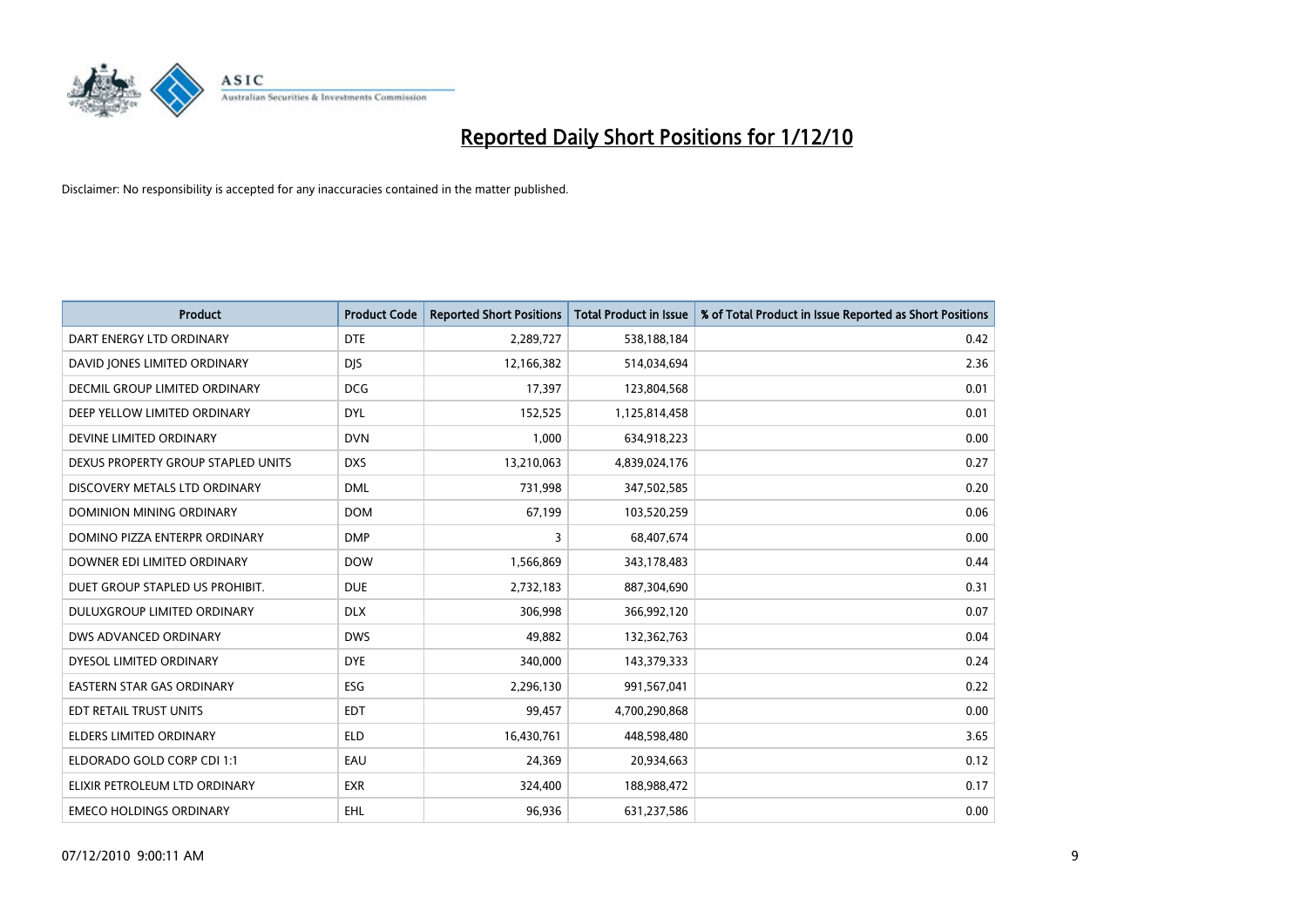# Reported Daily Short Positions for 1/12/10

Disclaimer: No responsibility is accepted for any inaccuracies contained in the matter published.

| Product | Product Code | Reported Short Positions | Total Product in Issue | % of Total Product in Issue Reported as Short Positions |
|---|---|---|---|---|
| DART ENERGY LTD ORDINARY | DTE | 2,289,727 | 538,188,184 | 0.42 |
| DAVID JONES LIMITED ORDINARY | DJS | 12,166,382 | 514,034,694 | 2.36 |
| DECMIL GROUP LIMITED ORDINARY | DCG | 17,397 | 123,804,568 | 0.01 |
| DEEP YELLOW LIMITED ORDINARY | DYL | 152,525 | 1,125,814,458 | 0.01 |
| DEVINE LIMITED ORDINARY | DVN | 1,000 | 634,918,223 | 0.00 |
| DEXUS PROPERTY GROUP STAPLED UNITS | DXS | 13,210,063 | 4,839,024,176 | 0.27 |
| DISCOVERY METALS LTD ORDINARY | DML | 731,998 | 347,502,585 | 0.20 |
| DOMINION MINING ORDINARY | DOM | 67,199 | 103,520,259 | 0.06 |
| DOMINO PIZZA ENTERPR ORDINARY | DMP | 3 | 68,407,674 | 0.00 |
| DOWNER EDI LIMITED ORDINARY | DOW | 1,566,869 | 343,178,483 | 0.44 |
| DUET GROUP STAPLED US PROHIBIT. | DUE | 2,732,183 | 887,304,690 | 0.31 |
| DULUXGROUP LIMITED ORDINARY | DLX | 306,998 | 366,992,120 | 0.07 |
| DWS ADVANCED ORDINARY | DWS | 49,882 | 132,362,763 | 0.04 |
| DYESOL LIMITED ORDINARY | DYE | 340,000 | 143,379,333 | 0.24 |
| EASTERN STAR GAS ORDINARY | ESG | 2,296,130 | 991,567,041 | 0.22 |
| EDT RETAIL TRUST UNITS | EDT | 99,457 | 4,700,290,868 | 0.00 |
| ELDERS LIMITED ORDINARY | ELD | 16,430,761 | 448,598,480 | 3.65 |
| ELDORADO GOLD CORP CDI 1:1 | EAU | 24,369 | 20,934,663 | 0.12 |
| ELIXIR PETROLEUM LTD ORDINARY | EXR | 324,400 | 188,988,472 | 0.17 |
| EMECO HOLDINGS ORDINARY | EHL | 96,936 | 631,237,586 | 0.00 |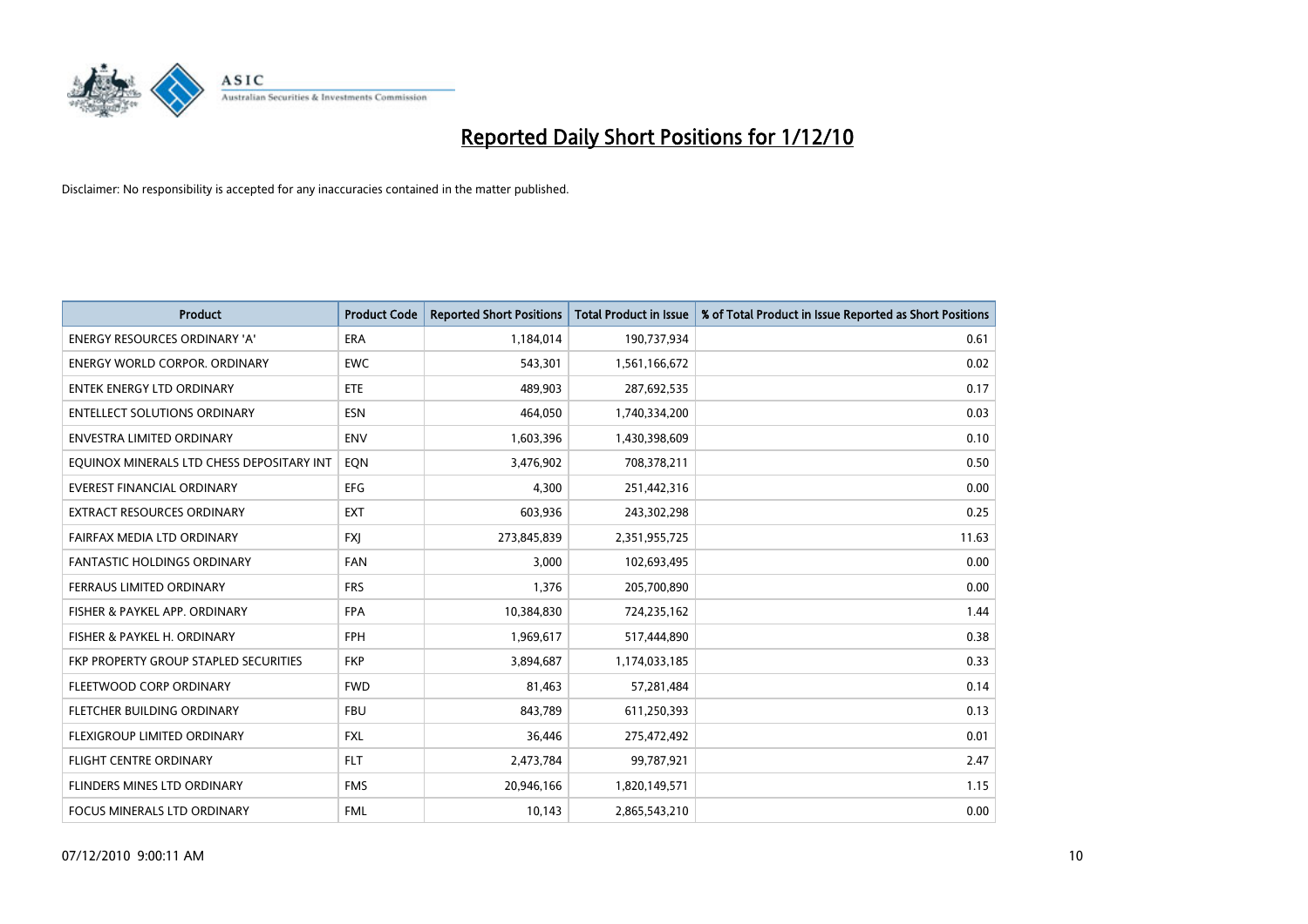# Reported Daily Short Positions for 1/12/10

Disclaimer: No responsibility is accepted for any inaccuracies contained in the matter published.

| Product | Product Code | Reported Short Positions | Total Product in Issue | % of Total Product in Issue Reported as Short Positions |
|---|---|---|---|---|
| ENERGY RESOURCES ORDINARY 'A' | ERA | 1,184,014 | 190,737,934 | 0.61 |
| ENERGY WORLD CORPOR. ORDINARY | EWC | 543,301 | 1,561,166,672 | 0.02 |
| ENTEK ENERGY LTD ORDINARY | ETE | 489,903 | 287,692,535 | 0.17 |
| ENTELLECT SOLUTIONS ORDINARY | ESN | 464,050 | 1,740,334,200 | 0.03 |
| ENVESTRA LIMITED ORDINARY | ENV | 1,603,396 | 1,430,398,609 | 0.10 |
| EQUINOX MINERALS LTD CHESS DEPOSITARY INT | EQN | 3,476,902 | 708,378,211 | 0.50 |
| EVEREST FINANCIAL ORDINARY | EFG | 4,300 | 251,442,316 | 0.00 |
| EXTRACT RESOURCES ORDINARY | EXT | 603,936 | 243,302,298 | 0.25 |
| FAIRFAX MEDIA LTD ORDINARY | FXJ | 273,845,839 | 2,351,955,725 | 11.63 |
| FANTASTIC HOLDINGS ORDINARY | FAN | 3,000 | 102,693,495 | 0.00 |
| FERRAUS LIMITED ORDINARY | FRS | 1,376 | 205,700,890 | 0.00 |
| FISHER & PAYKEL APP. ORDINARY | FPA | 10,384,830 | 724,235,162 | 1.44 |
| FISHER & PAYKEL H. ORDINARY | FPH | 1,969,617 | 517,444,890 | 0.38 |
| FKP PROPERTY GROUP STAPLED SECURITIES | FKP | 3,894,687 | 1,174,033,185 | 0.33 |
| FLEETWOOD CORP ORDINARY | FWD | 81,463 | 57,281,484 | 0.14 |
| FLETCHER BUILDING ORDINARY | FBU | 843,789 | 611,250,393 | 0.13 |
| FLEXIGROUP LIMITED ORDINARY | FXL | 36,446 | 275,472,492 | 0.01 |
| FLIGHT CENTRE ORDINARY | FLT | 2,473,784 | 99,787,921 | 2.47 |
| FLINDERS MINES LTD ORDINARY | FMS | 20,946,166 | 1,820,149,571 | 1.15 |
| FOCUS MINERALS LTD ORDINARY | FML | 10,143 | 2,865,543,210 | 0.00 |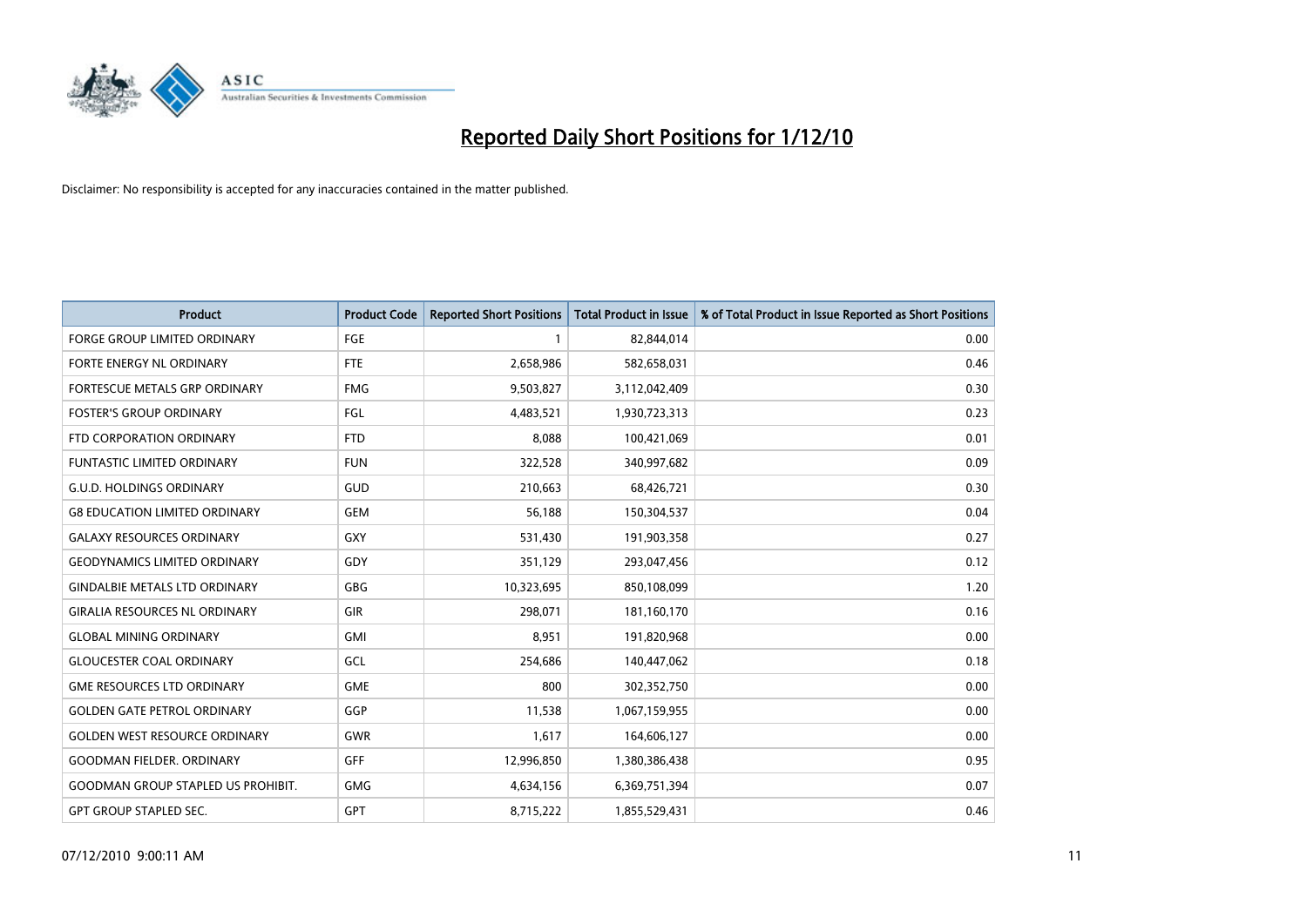# Reported Daily Short Positions for 1/12/10

Disclaimer: No responsibility is accepted for any inaccuracies contained in the matter published.

| Product | Product Code | Reported Short Positions | Total Product in Issue | % of Total Product in Issue Reported as Short Positions |
|---|---|---|---|---|
| FORGE GROUP LIMITED ORDINARY | FGE | 1 | 82,844,014 | 0.00 |
| FORTE ENERGY NL ORDINARY | FTE | 2,658,986 | 582,658,031 | 0.46 |
| FORTESCUE METALS GRP ORDINARY | FMG | 9,503,827 | 3,112,042,409 | 0.30 |
| FOSTER'S GROUP ORDINARY | FGL | 4,483,521 | 1,930,723,313 | 0.23 |
| FTD CORPORATION ORDINARY | FTD | 8,088 | 100,421,069 | 0.01 |
| FUNTASTIC LIMITED ORDINARY | FUN | 322,528 | 340,997,682 | 0.09 |
| G.U.D. HOLDINGS ORDINARY | GUD | 210,663 | 68,426,721 | 0.30 |
| G8 EDUCATION LIMITED ORDINARY | GEM | 56,188 | 150,304,537 | 0.04 |
| GALAXY RESOURCES ORDINARY | GXY | 531,430 | 191,903,358 | 0.27 |
| GEODYNAMICS LIMITED ORDINARY | GDY | 351,129 | 293,047,456 | 0.12 |
| GINDALBIE METALS LTD ORDINARY | GBG | 10,323,695 | 850,108,099 | 1.20 |
| GIRALIA RESOURCES NL ORDINARY | GIR | 298,071 | 181,160,170 | 0.16 |
| GLOBAL MINING ORDINARY | GMI | 8,951 | 191,820,968 | 0.00 |
| GLOUCESTER COAL ORDINARY | GCL | 254,686 | 140,447,062 | 0.18 |
| GME RESOURCES LTD ORDINARY | GME | 800 | 302,352,750 | 0.00 |
| GOLDEN GATE PETROL ORDINARY | GGP | 11,538 | 1,067,159,955 | 0.00 |
| GOLDEN WEST RESOURCE ORDINARY | GWR | 1,617 | 164,606,127 | 0.00 |
| GOODMAN FIELDER. ORDINARY | GFF | 12,996,850 | 1,380,386,438 | 0.95 |
| GOODMAN GROUP STAPLED US PROHIBIT. | GMG | 4,634,156 | 6,369,751,394 | 0.07 |
| GPT GROUP STAPLED SEC. | GPT | 8,715,222 | 1,855,529,431 | 0.46 |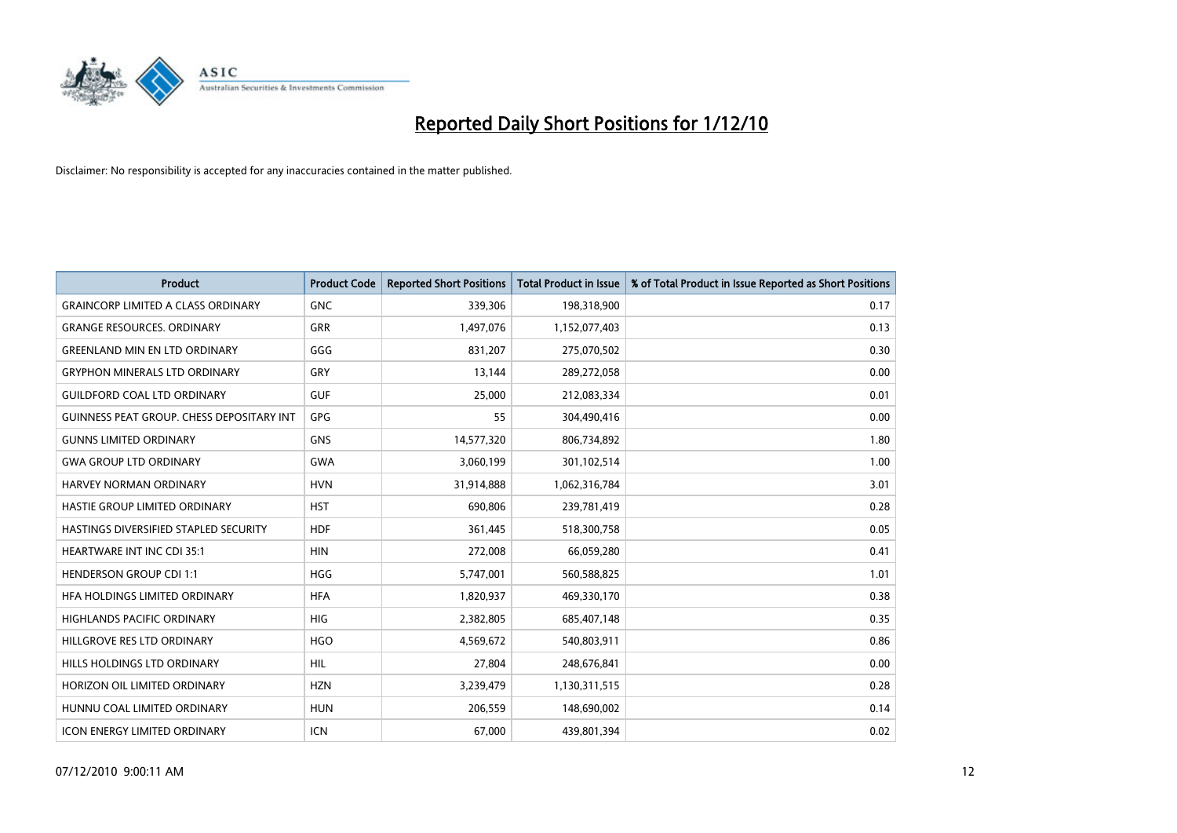# Reported Daily Short Positions for 1/12/10

Disclaimer: No responsibility is accepted for any inaccuracies contained in the matter published.

| Product | Product Code | Reported Short Positions | Total Product in Issue | % of Total Product in Issue Reported as Short Positions |
|---|---|---|---|---|
| GRAINCORP LIMITED A CLASS ORDINARY | GNC | 339,306 | 198,318,900 | 0.17 |
| GRANGE RESOURCES. ORDINARY | GRR | 1,497,076 | 1,152,077,403 | 0.13 |
| GREENLAND MIN EN LTD ORDINARY | GGG | 831,207 | 275,070,502 | 0.30 |
| GRYPHON MINERALS LTD ORDINARY | GRY | 13,144 | 289,272,058 | 0.00 |
| GUILDFORD COAL LTD ORDINARY | GUF | 25,000 | 212,083,334 | 0.01 |
| GUINNESS PEAT GROUP. CHESS DEPOSITARY INT | GPG | 55 | 304,490,416 | 0.00 |
| GUNNS LIMITED ORDINARY | GNS | 14,577,320 | 806,734,892 | 1.80 |
| GWA GROUP LTD ORDINARY | GWA | 3,060,199 | 301,102,514 | 1.00 |
| HARVEY NORMAN ORDINARY | HVN | 31,914,888 | 1,062,316,784 | 3.01 |
| HASTIE GROUP LIMITED ORDINARY | HST | 690,806 | 239,781,419 | 0.28 |
| HASTINGS DIVERSIFIED STAPLED SECURITY | HDF | 361,445 | 518,300,758 | 0.05 |
| HEARTWARE INT INC CDI 35:1 | HIN | 272,008 | 66,059,280 | 0.41 |
| HENDERSON GROUP CDI 1:1 | HGG | 5,747,001 | 560,588,825 | 1.01 |
| HFA HOLDINGS LIMITED ORDINARY | HFA | 1,820,937 | 469,330,170 | 0.38 |
| HIGHLANDS PACIFIC ORDINARY | HIG | 2,382,805 | 685,407,148 | 0.35 |
| HILLGROVE RES LTD ORDINARY | HGO | 4,569,672 | 540,803,911 | 0.86 |
| HILLS HOLDINGS LTD ORDINARY | HIL | 27,804 | 248,676,841 | 0.00 |
| HORIZON OIL LIMITED ORDINARY | HZN | 3,239,479 | 1,130,311,515 | 0.28 |
| HUNNU COAL LIMITED ORDINARY | HUN | 206,559 | 148,690,002 | 0.14 |
| ICON ENERGY LIMITED ORDINARY | ICN | 67,000 | 439,801,394 | 0.02 |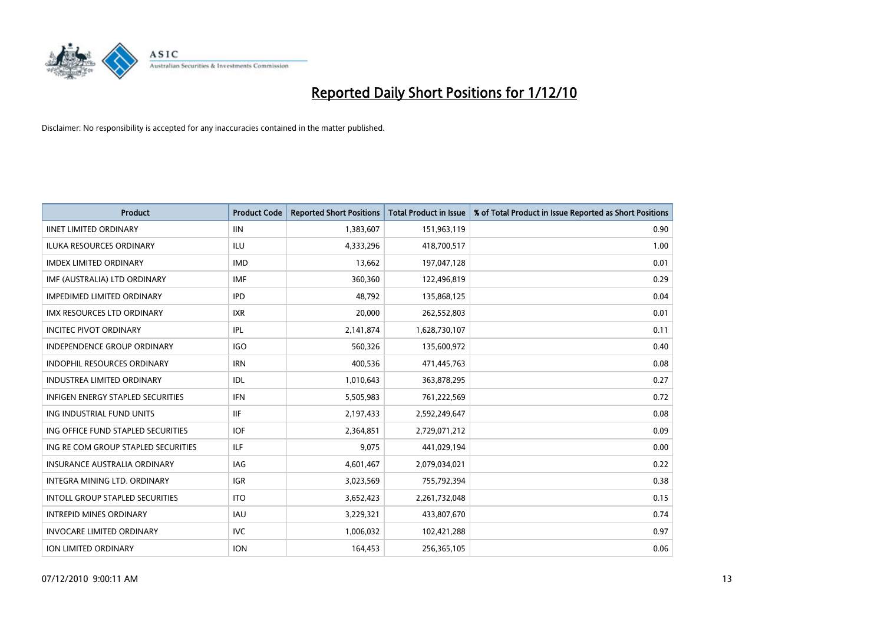# Reported Daily Short Positions for 1/12/10

Disclaimer: No responsibility is accepted for any inaccuracies contained in the matter published.

| Product | Product Code | Reported Short Positions | Total Product in Issue | % of Total Product in Issue Reported as Short Positions |
|---|---|---|---|---|
| IINET LIMITED ORDINARY | IIN | 1,383,607 | 151,963,119 | 0.90 |
| ILUKA RESOURCES ORDINARY | ILU | 4,333,296 | 418,700,517 | 1.00 |
| IMDEX LIMITED ORDINARY | IMD | 13,662 | 197,047,128 | 0.01 |
| IMF (AUSTRALIA) LTD ORDINARY | IMF | 360,360 | 122,496,819 | 0.29 |
| IMPEDIMED LIMITED ORDINARY | IPD | 48,792 | 135,868,125 | 0.04 |
| IMX RESOURCES LTD ORDINARY | IXR | 20,000 | 262,552,803 | 0.01 |
| INCITEC PIVOT ORDINARY | IPL | 2,141,874 | 1,628,730,107 | 0.11 |
| INDEPENDENCE GROUP ORDINARY | IGO | 560,326 | 135,600,972 | 0.40 |
| INDOPHIL RESOURCES ORDINARY | IRN | 400,536 | 471,445,763 | 0.08 |
| INDUSTREA LIMITED ORDINARY | IDL | 1,010,643 | 363,878,295 | 0.27 |
| INFIGEN ENERGY STAPLED SECURITIES | IFN | 5,505,983 | 761,222,569 | 0.72 |
| ING INDUSTRIAL FUND UNITS | IIF | 2,197,433 | 2,592,249,647 | 0.08 |
| ING OFFICE FUND STAPLED SECURITIES | IOF | 2,364,851 | 2,729,071,212 | 0.09 |
| ING RE COM GROUP STAPLED SECURITIES | ILF | 9,075 | 441,029,194 | 0.00 |
| INSURANCE AUSTRALIA ORDINARY | IAG | 4,601,467 | 2,079,034,021 | 0.22 |
| INTEGRA MINING LTD. ORDINARY | IGR | 3,023,569 | 755,792,394 | 0.38 |
| INTOLL GROUP STAPLED SECURITIES | ITO | 3,652,423 | 2,261,732,048 | 0.15 |
| INTREPID MINES ORDINARY | IAU | 3,229,321 | 433,807,670 | 0.74 |
| INVOCARE LIMITED ORDINARY | IVC | 1,006,032 | 102,421,288 | 0.97 |
| ION LIMITED ORDINARY | ION | 164,453 | 256,365,105 | 0.06 |

07/12/2010 9:00:11 AM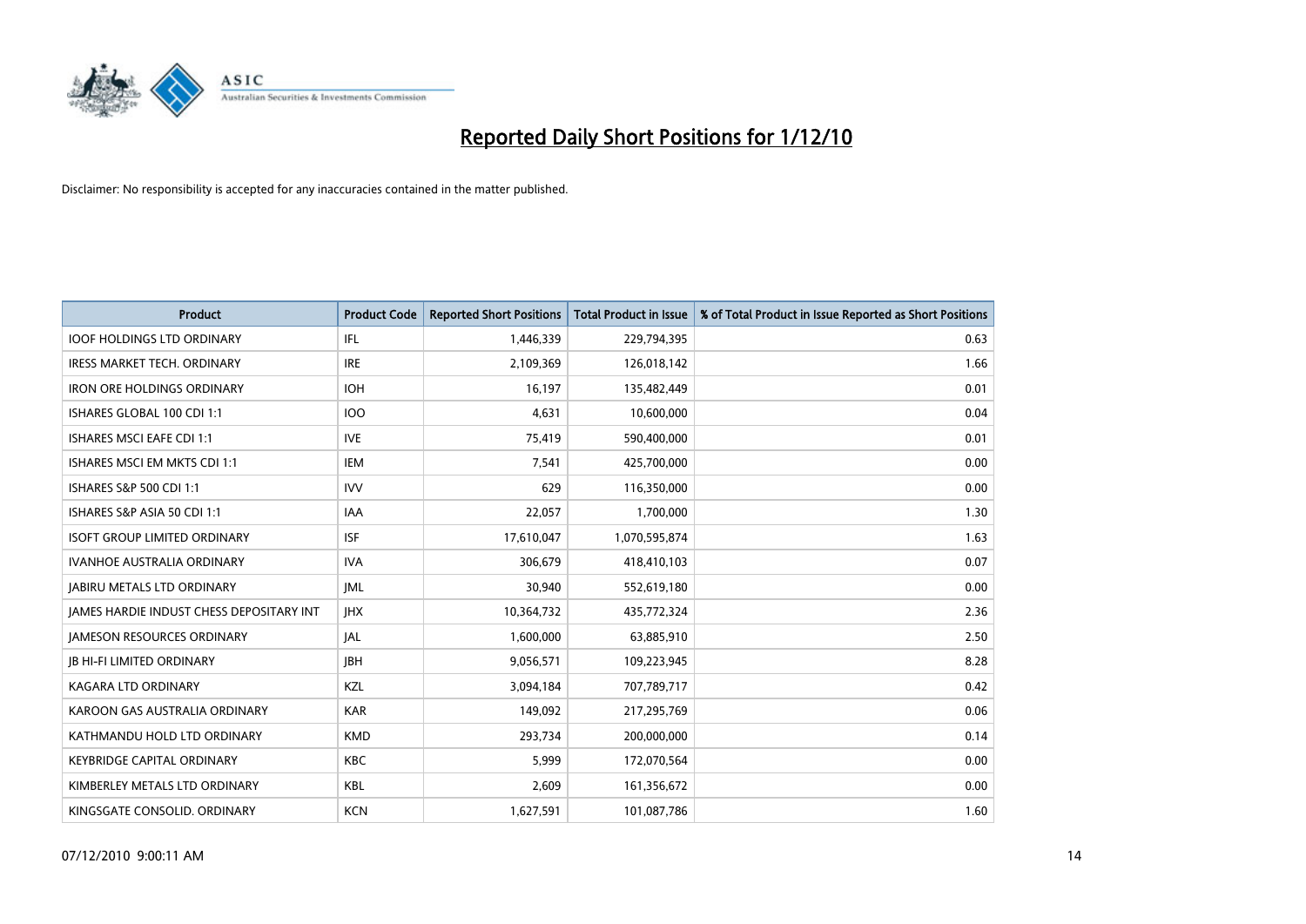# Reported Daily Short Positions for 1/12/10

Disclaimer: No responsibility is accepted for any inaccuracies contained in the matter published.

| Product | Product Code | Reported Short Positions | Total Product in Issue | % of Total Product in Issue Reported as Short Positions |
|---|---|---|---|---|
| IOOF HOLDINGS LTD ORDINARY | IFL | 1,446,339 | 229,794,395 | 0.63 |
| IRESS MARKET TECH. ORDINARY | IRE | 2,109,369 | 126,018,142 | 1.66 |
| IRON ORE HOLDINGS ORDINARY | IOH | 16,197 | 135,482,449 | 0.01 |
| ISHARES GLOBAL 100 CDI 1:1 | IOO | 4,631 | 10,600,000 | 0.04 |
| ISHARES MSCI EAFE CDI 1:1 | IVE | 75,419 | 590,400,000 | 0.01 |
| ISHARES MSCI EM MKTS CDI 1:1 | IEM | 7,541 | 425,700,000 | 0.00 |
| ISHARES S&P 500 CDI 1:1 | IVV | 629 | 116,350,000 | 0.00 |
| ISHARES S&P ASIA 50 CDI 1:1 | IAA | 22,057 | 1,700,000 | 1.30 |
| ISOFT GROUP LIMITED ORDINARY | ISF | 17,610,047 | 1,070,595,874 | 1.63 |
| IVANHOE AUSTRALIA ORDINARY | IVA | 306,679 | 418,410,103 | 0.07 |
| JABIRU METALS LTD ORDINARY | JML | 30,940 | 552,619,180 | 0.00 |
| JAMES HARDIE INDUST CHESS DEPOSITARY INT | JHX | 10,364,732 | 435,772,324 | 2.36 |
| JAMESON RESOURCES ORDINARY | JAL | 1,600,000 | 63,885,910 | 2.50 |
| JB HI-FI LIMITED ORDINARY | JBH | 9,056,571 | 109,223,945 | 8.28 |
| KAGARA LTD ORDINARY | KZL | 3,094,184 | 707,789,717 | 0.42 |
| KAROON GAS AUSTRALIA ORDINARY | KAR | 149,092 | 217,295,769 | 0.06 |
| KATHMANDU HOLD LTD ORDINARY | KMD | 293,734 | 200,000,000 | 0.14 |
| KEYBRIDGE CAPITAL ORDINARY | KBC | 5,999 | 172,070,564 | 0.00 |
| KIMBERLEY METALS LTD ORDINARY | KBL | 2,609 | 161,356,672 | 0.00 |
| KINGSGATE CONSOLID. ORDINARY | KCN | 1,627,591 | 101,087,786 | 1.60 |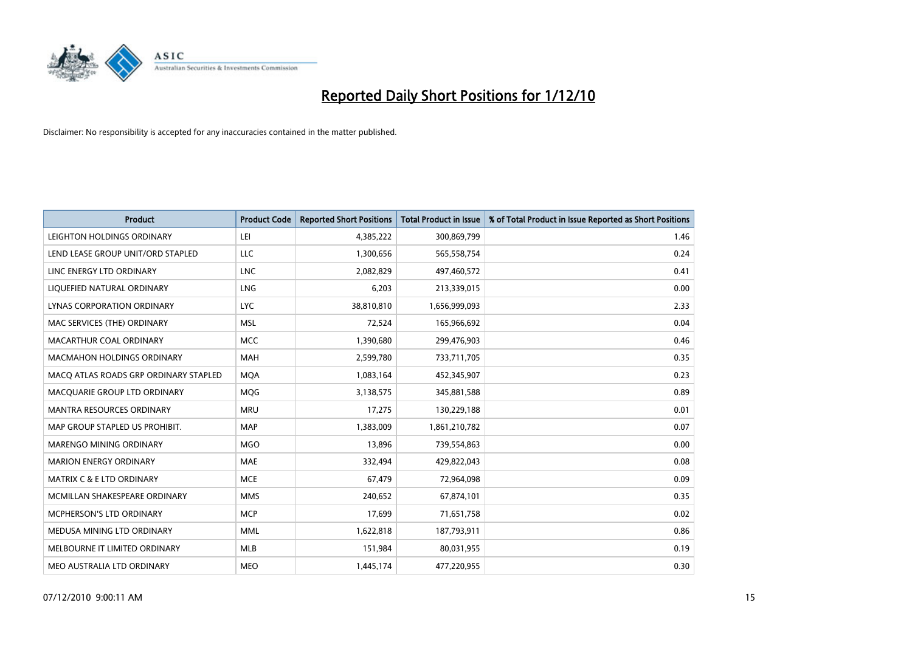# Reported Daily Short Positions for 1/12/10

Disclaimer: No responsibility is accepted for any inaccuracies contained in the matter published.

| Product | Product Code | Reported Short Positions | Total Product in Issue | % of Total Product in Issue Reported as Short Positions |
|---|---|---|---|---|
| LEIGHTON HOLDINGS ORDINARY | LEI | 4,385,222 | 300,869,799 | 1.46 |
| LEND LEASE GROUP UNIT/ORD STAPLED | LLC | 1,300,656 | 565,558,754 | 0.24 |
| LINC ENERGY LTD ORDINARY | LNC | 2,082,829 | 497,460,572 | 0.41 |
| LIQUEFIED NATURAL ORDINARY | LNG | 6,203 | 213,339,015 | 0.00 |
| LYNAS CORPORATION ORDINARY | LYC | 38,810,810 | 1,656,999,093 | 2.33 |
| MAC SERVICES (THE) ORDINARY | MSL | 72,524 | 165,966,692 | 0.04 |
| MACARTHUR COAL ORDINARY | MCC | 1,390,680 | 299,476,903 | 0.46 |
| MACMAHON HOLDINGS ORDINARY | MAH | 2,599,780 | 733,711,705 | 0.35 |
| MACQ ATLAS ROADS GRP ORDINARY STAPLED | MQA | 1,083,164 | 452,345,907 | 0.23 |
| MACQUARIE GROUP LTD ORDINARY | MQG | 3,138,575 | 345,881,588 | 0.89 |
| MANTRA RESOURCES ORDINARY | MRU | 17,275 | 130,229,188 | 0.01 |
| MAP GROUP STAPLED US PROHIBIT. | MAP | 1,383,009 | 1,861,210,782 | 0.07 |
| MARENGO MINING ORDINARY | MGO | 13,896 | 739,554,863 | 0.00 |
| MARION ENERGY ORDINARY | MAE | 332,494 | 429,822,043 | 0.08 |
| MATRIX C & E LTD ORDINARY | MCE | 67,479 | 72,964,098 | 0.09 |
| MCMILLAN SHAKESPEARE ORDINARY | MMS | 240,652 | 67,874,101 | 0.35 |
| MCPHERSON'S LTD ORDINARY | MCP | 17,699 | 71,651,758 | 0.02 |
| MEDUSA MINING LTD ORDINARY | MML | 1,622,818 | 187,793,911 | 0.86 |
| MELBOURNE IT LIMITED ORDINARY | MLB | 151,984 | 80,031,955 | 0.19 |
| MEO AUSTRALIA LTD ORDINARY | MEO | 1,445,174 | 477,220,955 | 0.30 |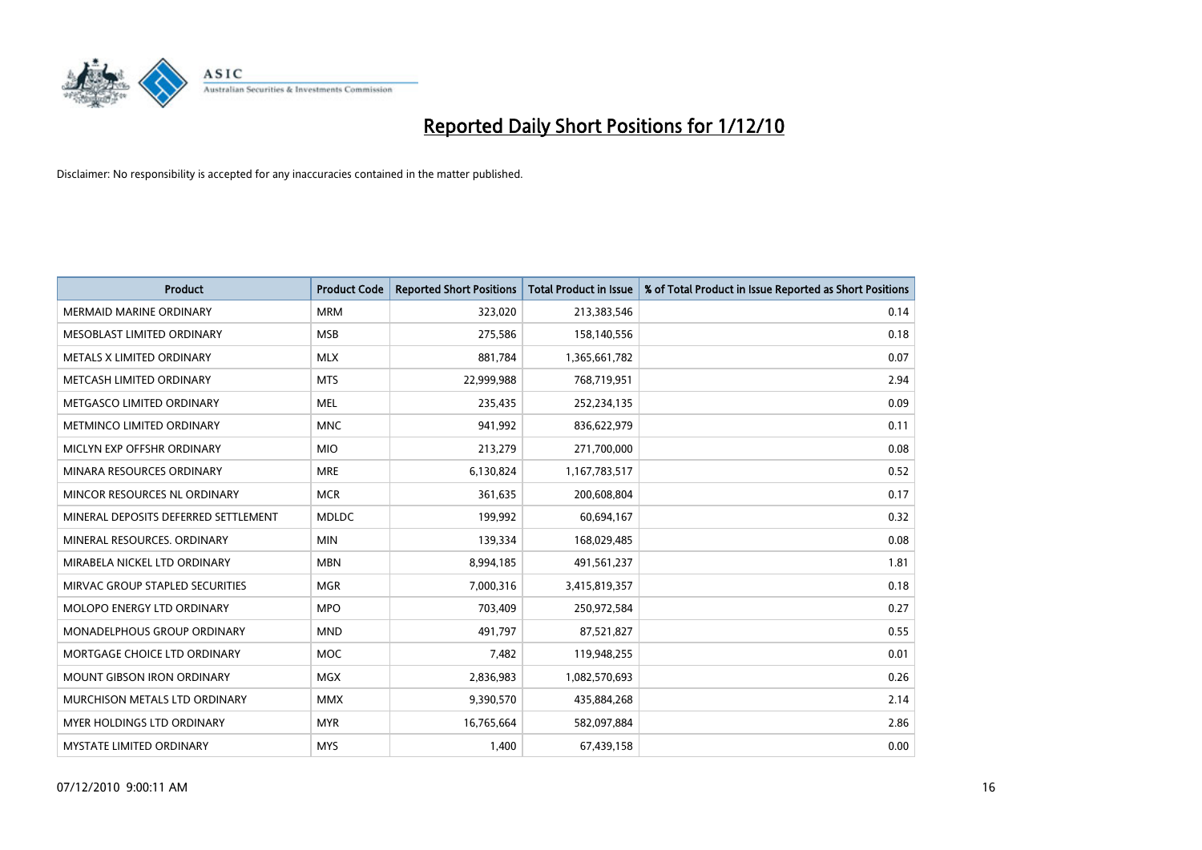# Reported Daily Short Positions for 1/12/10

Disclaimer: No responsibility is accepted for any inaccuracies contained in the matter published.

| Product | Product Code | Reported Short Positions | Total Product in Issue | % of Total Product in Issue Reported as Short Positions |
|---|---|---|---|---|
| MERMAID MARINE ORDINARY | MRM | 323,020 | 213,383,546 | 0.14 |
| MESOBLAST LIMITED ORDINARY | MSB | 275,586 | 158,140,556 | 0.18 |
| METALS X LIMITED ORDINARY | MLX | 881,784 | 1,365,661,782 | 0.07 |
| METCASH LIMITED ORDINARY | MTS | 22,999,988 | 768,719,951 | 2.94 |
| METGASCO LIMITED ORDINARY | MEL | 235,435 | 252,234,135 | 0.09 |
| METMINCO LIMITED ORDINARY | MNC | 941,992 | 836,622,979 | 0.11 |
| MICLYN EXP OFFSHR ORDINARY | MIO | 213,279 | 271,700,000 | 0.08 |
| MINARA RESOURCES ORDINARY | MRE | 6,130,824 | 1,167,783,517 | 0.52 |
| MINCOR RESOURCES NL ORDINARY | MCR | 361,635 | 200,608,804 | 0.17 |
| MINERAL DEPOSITS DEFERRED SETTLEMENT | MDLDC | 199,992 | 60,694,167 | 0.32 |
| MINERAL RESOURCES. ORDINARY | MIN | 139,334 | 168,029,485 | 0.08 |
| MIRABELA NICKEL LTD ORDINARY | MBN | 8,994,185 | 491,561,237 | 1.81 |
| MIRVAC GROUP STAPLED SECURITIES | MGR | 7,000,316 | 3,415,819,357 | 0.18 |
| MOLOPO ENERGY LTD ORDINARY | MPO | 703,409 | 250,972,584 | 0.27 |
| MONADELPHOUS GROUP ORDINARY | MND | 491,797 | 87,521,827 | 0.55 |
| MORTGAGE CHOICE LTD ORDINARY | MOC | 7,482 | 119,948,255 | 0.01 |
| MOUNT GIBSON IRON ORDINARY | MGX | 2,836,983 | 1,082,570,693 | 0.26 |
| MURCHISON METALS LTD ORDINARY | MMX | 9,390,570 | 435,884,268 | 2.14 |
| MYER HOLDINGS LTD ORDINARY | MYR | 16,765,664 | 582,097,884 | 2.86 |
| MYSTATE LIMITED ORDINARY | MYS | 1,400 | 67,439,158 | 0.00 |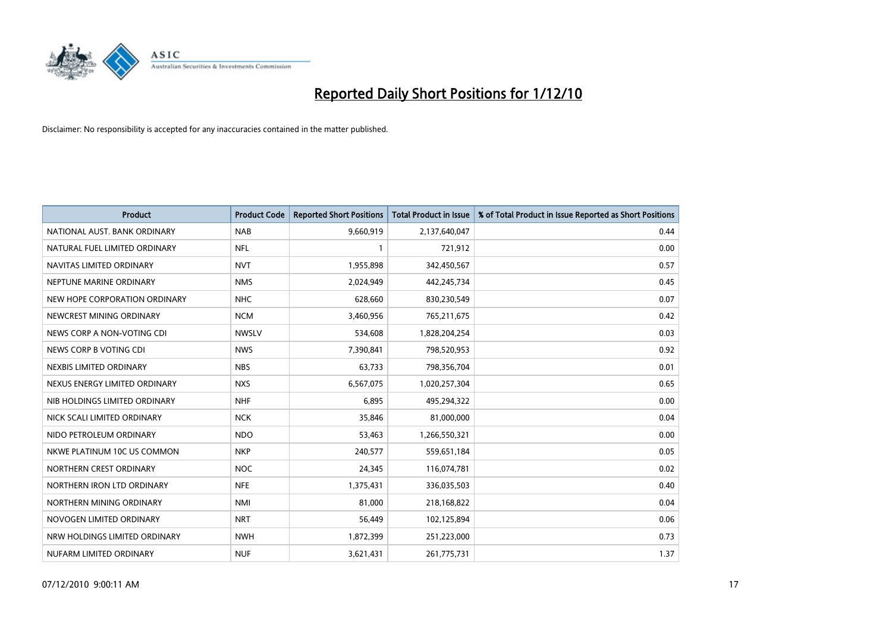# Reported Daily Short Positions for 1/12/10

Disclaimer: No responsibility is accepted for any inaccuracies contained in the matter published.

| Product | Product Code | Reported Short Positions | Total Product in Issue | % of Total Product in Issue Reported as Short Positions |
|---|---|---|---|---|
| NATIONAL AUST. BANK ORDINARY | NAB | 9,660,919 | 2,137,640,047 | 0.44 |
| NATURAL FUEL LIMITED ORDINARY | NFL | 1 | 721,912 | 0.00 |
| NAVITAS LIMITED ORDINARY | NVT | 1,955,898 | 342,450,567 | 0.57 |
| NEPTUNE MARINE ORDINARY | NMS | 2,024,949 | 442,245,734 | 0.45 |
| NEW HOPE CORPORATION ORDINARY | NHC | 628,660 | 830,230,549 | 0.07 |
| NEWCREST MINING ORDINARY | NCM | 3,460,956 | 765,211,675 | 0.42 |
| NEWS CORP A NON-VOTING CDI | NWSLV | 534,608 | 1,828,204,254 | 0.03 |
| NEWS CORP B VOTING CDI | NWS | 7,390,841 | 798,520,953 | 0.92 |
| NEXBIS LIMITED ORDINARY | NBS | 63,733 | 798,356,704 | 0.01 |
| NEXUS ENERGY LIMITED ORDINARY | NXS | 6,567,075 | 1,020,257,304 | 0.65 |
| NIB HOLDINGS LIMITED ORDINARY | NHF | 6,895 | 495,294,322 | 0.00 |
| NICK SCALI LIMITED ORDINARY | NCK | 35,846 | 81,000,000 | 0.04 |
| NIDO PETROLEUM ORDINARY | NDO | 53,463 | 1,266,550,321 | 0.00 |
| NKWE PLATINUM 10C US COMMON | NKP | 240,577 | 559,651,184 | 0.05 |
| NORTHERN CREST ORDINARY | NOC | 24,345 | 116,074,781 | 0.02 |
| NORTHERN IRON LTD ORDINARY | NFE | 1,375,431 | 336,035,503 | 0.40 |
| NORTHERN MINING ORDINARY | NMI | 81,000 | 218,168,822 | 0.04 |
| NOVOGEN LIMITED ORDINARY | NRT | 56,449 | 102,125,894 | 0.06 |
| NRW HOLDINGS LIMITED ORDINARY | NWH | 1,872,399 | 251,223,000 | 0.73 |
| NUFARM LIMITED ORDINARY | NUF | 3,621,431 | 261,775,731 | 1.37 |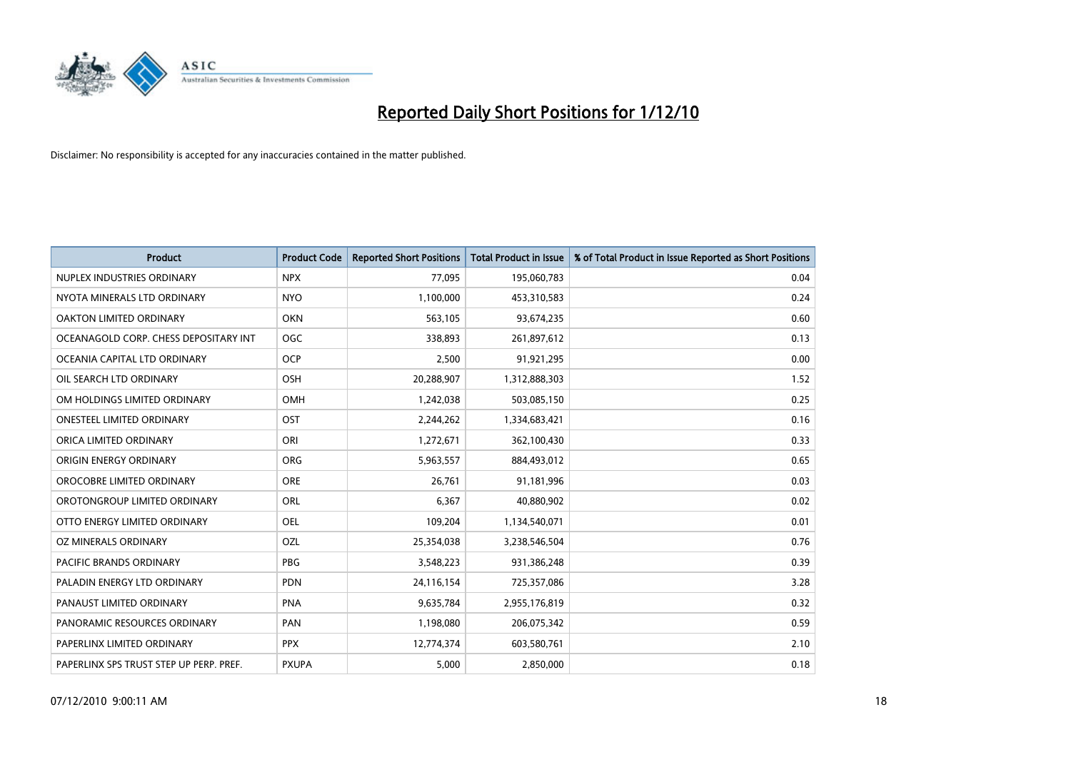# Reported Daily Short Positions for 1/12/10

Disclaimer: No responsibility is accepted for any inaccuracies contained in the matter published.

| Product | Product Code | Reported Short Positions | Total Product in Issue | % of Total Product in Issue Reported as Short Positions |
|---|---|---|---|---|
| NUPLEX INDUSTRIES ORDINARY | NPX | 77,095 | 195,060,783 | 0.04 |
| NYOTA MINERALS LTD ORDINARY | NYO | 1,100,000 | 453,310,583 | 0.24 |
| OAKTON LIMITED ORDINARY | OKN | 563,105 | 93,674,235 | 0.60 |
| OCEANAGOLD CORP. CHESS DEPOSITARY INT | OGC | 338,893 | 261,897,612 | 0.13 |
| OCEANIA CAPITAL LTD ORDINARY | OCP | 2,500 | 91,921,295 | 0.00 |
| OIL SEARCH LTD ORDINARY | OSH | 20,288,907 | 1,312,888,303 | 1.52 |
| OM HOLDINGS LIMITED ORDINARY | OMH | 1,242,038 | 503,085,150 | 0.25 |
| ONESTEEL LIMITED ORDINARY | OST | 2,244,262 | 1,334,683,421 | 0.16 |
| ORICA LIMITED ORDINARY | ORI | 1,272,671 | 362,100,430 | 0.33 |
| ORIGIN ENERGY ORDINARY | ORG | 5,963,557 | 884,493,012 | 0.65 |
| OROCOBRE LIMITED ORDINARY | ORE | 26,761 | 91,181,996 | 0.03 |
| OROTONGROUP LIMITED ORDINARY | ORL | 6,367 | 40,880,902 | 0.02 |
| OTTO ENERGY LIMITED ORDINARY | OEL | 109,204 | 1,134,540,071 | 0.01 |
| OZ MINERALS ORDINARY | OZL | 25,354,038 | 3,238,546,504 | 0.76 |
| PACIFIC BRANDS ORDINARY | PBG | 3,548,223 | 931,386,248 | 0.39 |
| PALADIN ENERGY LTD ORDINARY | PDN | 24,116,154 | 725,357,086 | 3.28 |
| PANAUST LIMITED ORDINARY | PNA | 9,635,784 | 2,955,176,819 | 0.32 |
| PANORAMIC RESOURCES ORDINARY | PAN | 1,198,080 | 206,075,342 | 0.59 |
| PAPERLINX LIMITED ORDINARY | PPX | 12,774,374 | 603,580,761 | 2.10 |
| PAPERLINX SPS TRUST STEP UP PERP. PREF. | PXUPA | 5,000 | 2,850,000 | 0.18 |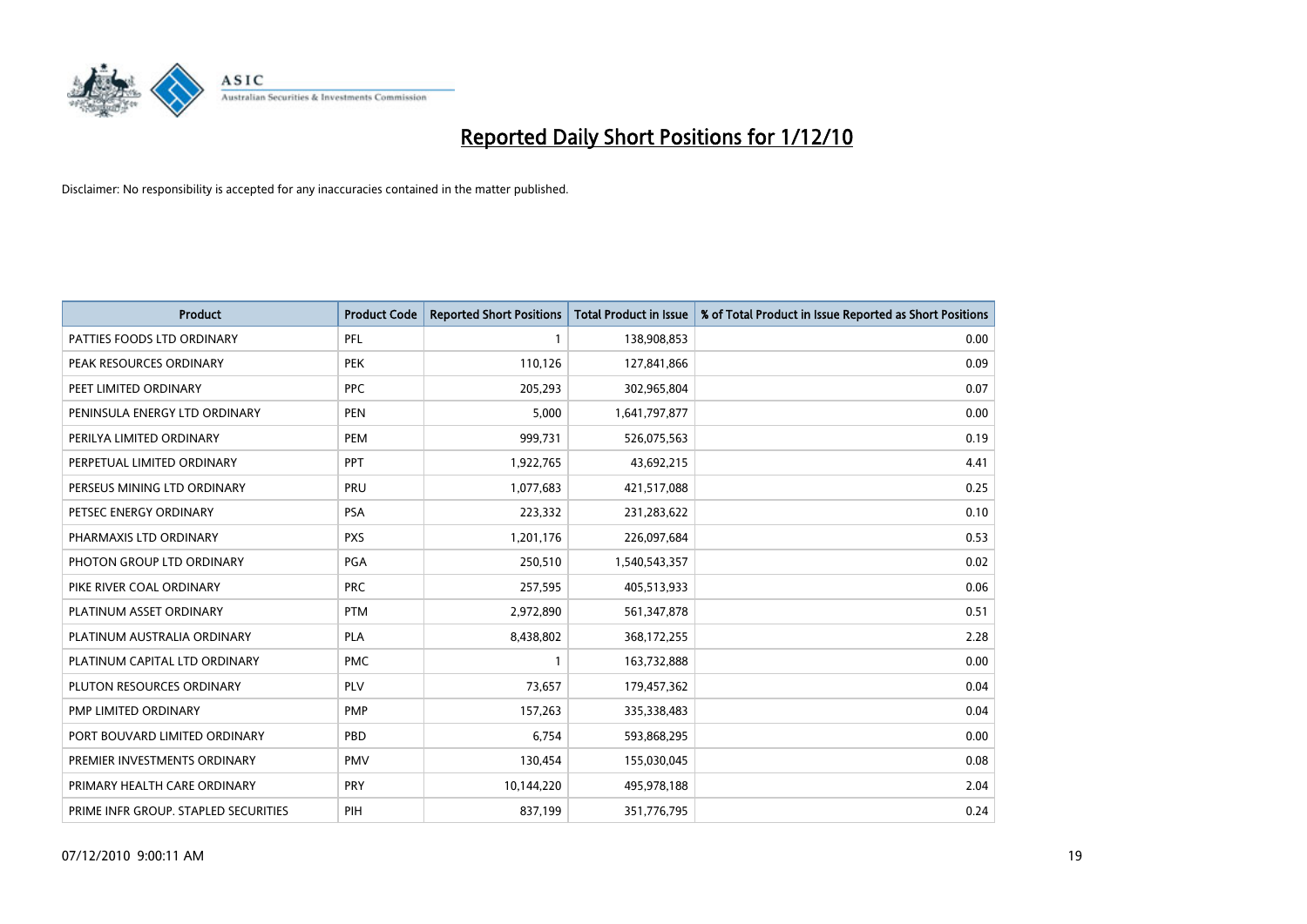# Reported Daily Short Positions for 1/12/10

Disclaimer: No responsibility is accepted for any inaccuracies contained in the matter published.

| Product | Product Code | Reported Short Positions | Total Product in Issue | % of Total Product in Issue Reported as Short Positions |
|---|---|---|---|---|
| PATTIES FOODS LTD ORDINARY | PFL | 1 | 138,908,853 | 0.00 |
| PEAK RESOURCES ORDINARY | PEK | 110,126 | 127,841,866 | 0.09 |
| PEET LIMITED ORDINARY | PPC | 205,293 | 302,965,804 | 0.07 |
| PENINSULA ENERGY LTD ORDINARY | PEN | 5,000 | 1,641,797,877 | 0.00 |
| PERILYA LIMITED ORDINARY | PEM | 999,731 | 526,075,563 | 0.19 |
| PERPETUAL LIMITED ORDINARY | PPT | 1,922,765 | 43,692,215 | 4.41 |
| PERSEUS MINING LTD ORDINARY | PRU | 1,077,683 | 421,517,088 | 0.25 |
| PETSEC ENERGY ORDINARY | PSA | 223,332 | 231,283,622 | 0.10 |
| PHARMAXIS LTD ORDINARY | PXS | 1,201,176 | 226,097,684 | 0.53 |
| PHOTON GROUP LTD ORDINARY | PGA | 250,510 | 1,540,543,357 | 0.02 |
| PIKE RIVER COAL ORDINARY | PRC | 257,595 | 405,513,933 | 0.06 |
| PLATINUM ASSET ORDINARY | PTM | 2,972,890 | 561,347,878 | 0.51 |
| PLATINUM AUSTRALIA ORDINARY | PLA | 8,438,802 | 368,172,255 | 2.28 |
| PLATINUM CAPITAL LTD ORDINARY | PMC | 1 | 163,732,888 | 0.00 |
| PLUTON RESOURCES ORDINARY | PLV | 73,657 | 179,457,362 | 0.04 |
| PMP LIMITED ORDINARY | PMP | 157,263 | 335,338,483 | 0.04 |
| PORT BOUVARD LIMITED ORDINARY | PBD | 6,754 | 593,868,295 | 0.00 |
| PREMIER INVESTMENTS ORDINARY | PMV | 130,454 | 155,030,045 | 0.08 |
| PRIMARY HEALTH CARE ORDINARY | PRY | 10,144,220 | 495,978,188 | 2.04 |
| PRIME INFR GROUP. STAPLED SECURITIES | PIH | 837,199 | 351,776,795 | 0.24 |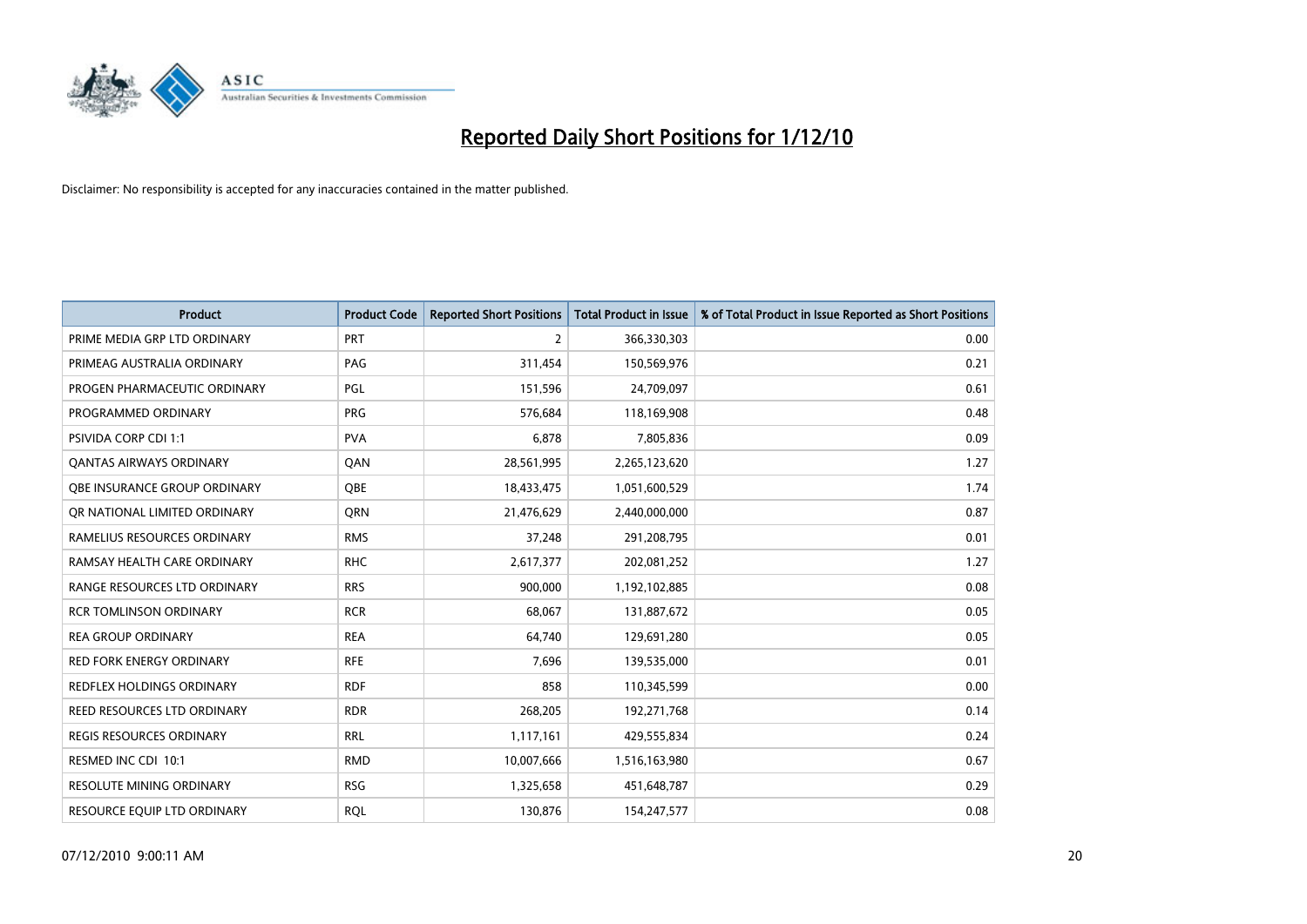# Reported Daily Short Positions for 1/12/10

Disclaimer: No responsibility is accepted for any inaccuracies contained in the matter published.

| Product | Product Code | Reported Short Positions | Total Product in Issue | % of Total Product in Issue Reported as Short Positions |
|---|---|---|---|---|
| PRIME MEDIA GRP LTD ORDINARY | PRT | 2 | 366,330,303 | 0.00 |
| PRIMEAG AUSTRALIA ORDINARY | PAG | 311,454 | 150,569,976 | 0.21 |
| PROGEN PHARMACEUTIC ORDINARY | PGL | 151,596 | 24,709,097 | 0.61 |
| PROGRAMMED ORDINARY | PRG | 576,684 | 118,169,908 | 0.48 |
| PSIVIDA CORP CDI 1:1 | PVA | 6,878 | 7,805,836 | 0.09 |
| QANTAS AIRWAYS ORDINARY | QAN | 28,561,995 | 2,265,123,620 | 1.27 |
| QBE INSURANCE GROUP ORDINARY | QBE | 18,433,475 | 1,051,600,529 | 1.74 |
| QR NATIONAL LIMITED ORDINARY | QRN | 21,476,629 | 2,440,000,000 | 0.87 |
| RAMELIUS RESOURCES ORDINARY | RMS | 37,248 | 291,208,795 | 0.01 |
| RAMSAY HEALTH CARE ORDINARY | RHC | 2,617,377 | 202,081,252 | 1.27 |
| RANGE RESOURCES LTD ORDINARY | RRS | 900,000 | 1,192,102,885 | 0.08 |
| RCR TOMLINSON ORDINARY | RCR | 68,067 | 131,887,672 | 0.05 |
| REA GROUP ORDINARY | REA | 64,740 | 129,691,280 | 0.05 |
| RED FORK ENERGY ORDINARY | RFE | 7,696 | 139,535,000 | 0.01 |
| REDFLEX HOLDINGS ORDINARY | RDF | 858 | 110,345,599 | 0.00 |
| REED RESOURCES LTD ORDINARY | RDR | 268,205 | 192,271,768 | 0.14 |
| REGIS RESOURCES ORDINARY | RRL | 1,117,161 | 429,555,834 | 0.24 |
| RESMED INC CDI 10:1 | RMD | 10,007,666 | 1,516,163,980 | 0.67 |
| RESOLUTE MINING ORDINARY | RSG | 1,325,658 | 451,648,787 | 0.29 |
| RESOURCE EQUIP LTD ORDINARY | RQL | 130,876 | 154,247,577 | 0.08 |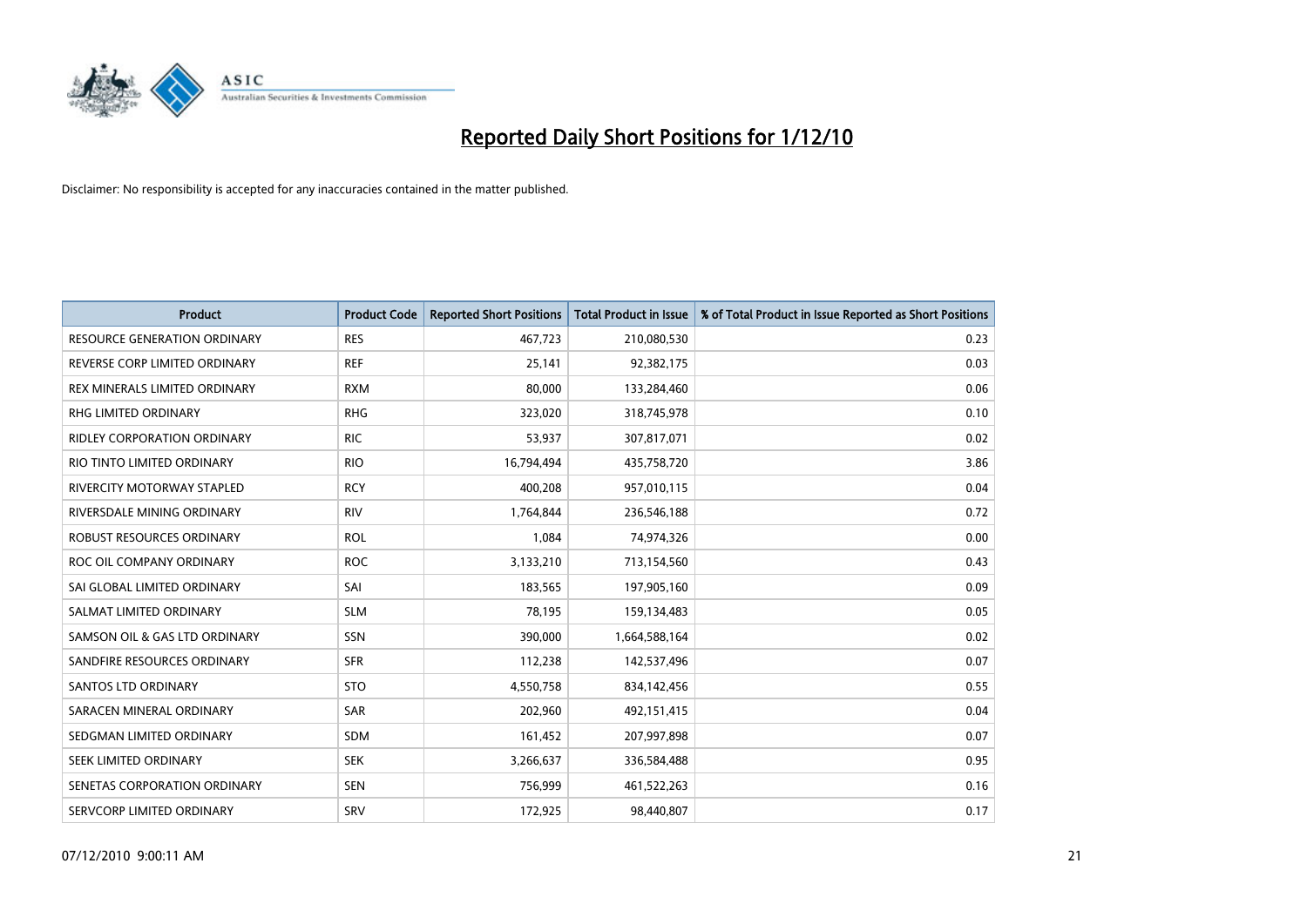# Reported Daily Short Positions for 1/12/10

Disclaimer: No responsibility is accepted for any inaccuracies contained in the matter published.

| Product | Product Code | Reported Short Positions | Total Product in Issue | % of Total Product in Issue Reported as Short Positions |
|---|---|---|---|---|
| RESOURCE GENERATION ORDINARY | RES | 467,723 | 210,080,530 | 0.23 |
| REVERSE CORP LIMITED ORDINARY | REF | 25,141 | 92,382,175 | 0.03 |
| REX MINERALS LIMITED ORDINARY | RXM | 80,000 | 133,284,460 | 0.06 |
| RHG LIMITED ORDINARY | RHG | 323,020 | 318,745,978 | 0.10 |
| RIDLEY CORPORATION ORDINARY | RIC | 53,937 | 307,817,071 | 0.02 |
| RIO TINTO LIMITED ORDINARY | RIO | 16,794,494 | 435,758,720 | 3.86 |
| RIVERCITY MOTORWAY STAPLED | RCY | 400,208 | 957,010,115 | 0.04 |
| RIVERSDALE MINING ORDINARY | RIV | 1,764,844 | 236,546,188 | 0.72 |
| ROBUST RESOURCES ORDINARY | ROL | 1,084 | 74,974,326 | 0.00 |
| ROC OIL COMPANY ORDINARY | ROC | 3,133,210 | 713,154,560 | 0.43 |
| SAI GLOBAL LIMITED ORDINARY | SAI | 183,565 | 197,905,160 | 0.09 |
| SALMAT LIMITED ORDINARY | SLM | 78,195 | 159,134,483 | 0.05 |
| SAMSON OIL & GAS LTD ORDINARY | SSN | 390,000 | 1,664,588,164 | 0.02 |
| SANDFIRE RESOURCES ORDINARY | SFR | 112,238 | 142,537,496 | 0.07 |
| SANTOS LTD ORDINARY | STO | 4,550,758 | 834,142,456 | 0.55 |
| SARACEN MINERAL ORDINARY | SAR | 202,960 | 492,151,415 | 0.04 |
| SEDGMAN LIMITED ORDINARY | SDM | 161,452 | 207,997,898 | 0.07 |
| SEEK LIMITED ORDINARY | SEK | 3,266,637 | 336,584,488 | 0.95 |
| SENETAS CORPORATION ORDINARY | SEN | 756,999 | 461,522,263 | 0.16 |
| SERVCORP LIMITED ORDINARY | SRV | 172,925 | 98,440,807 | 0.17 |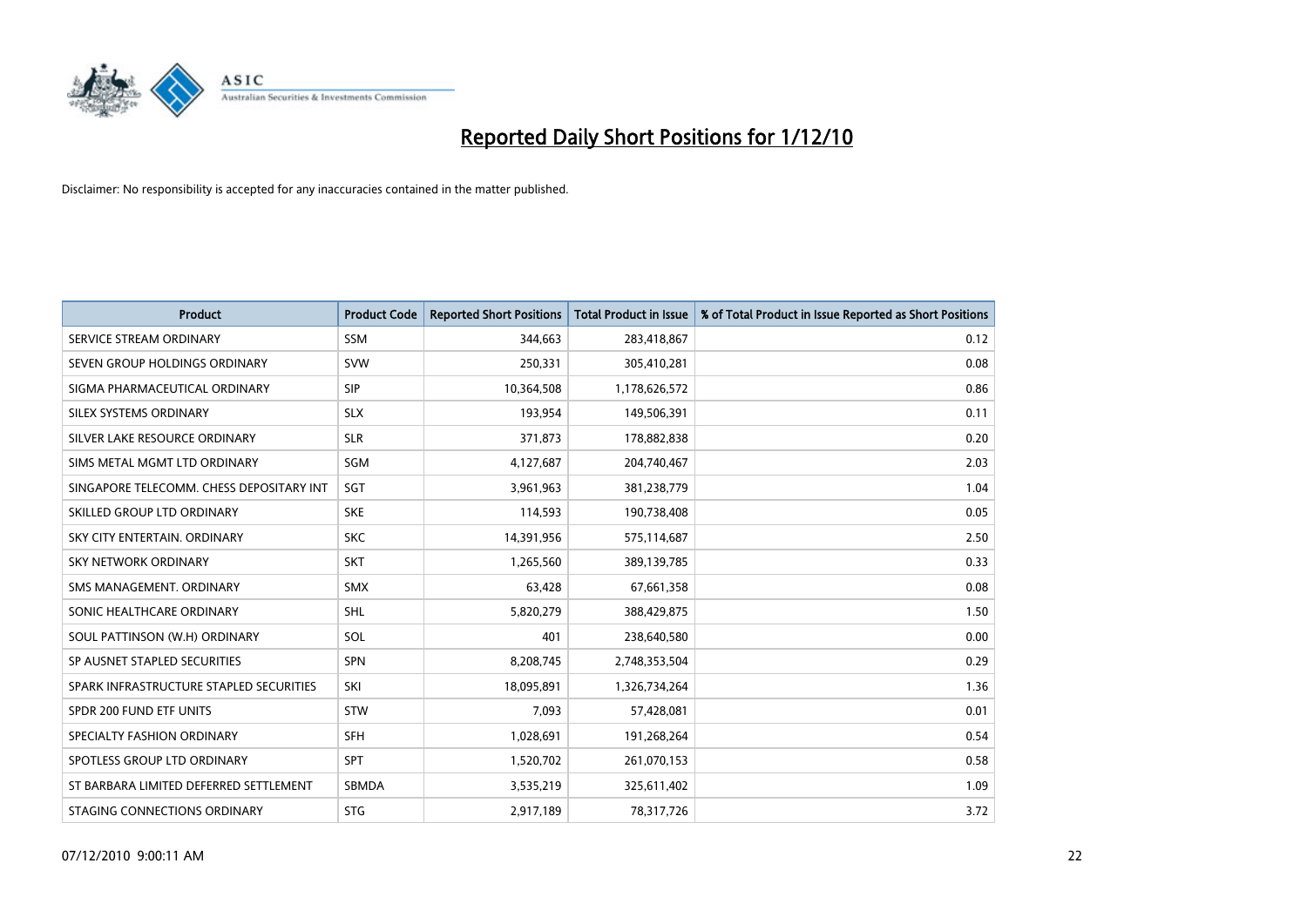# Reported Daily Short Positions for 1/12/10

Disclaimer: No responsibility is accepted for any inaccuracies contained in the matter published.

| Product | Product Code | Reported Short Positions | Total Product in Issue | % of Total Product in Issue Reported as Short Positions |
|---|---|---|---|---|
| SERVICE STREAM ORDINARY | SSM | 344,663 | 283,418,867 | 0.12 |
| SEVEN GROUP HOLDINGS ORDINARY | SVW | 250,331 | 305,410,281 | 0.08 |
| SIGMA PHARMACEUTICAL ORDINARY | SIP | 10,364,508 | 1,178,626,572 | 0.86 |
| SILEX SYSTEMS ORDINARY | SLX | 193,954 | 149,506,391 | 0.11 |
| SILVER LAKE RESOURCE ORDINARY | SLR | 371,873 | 178,882,838 | 0.20 |
| SIMS METAL MGMT LTD ORDINARY | SGM | 4,127,687 | 204,740,467 | 2.03 |
| SINGAPORE TELECOMM. CHESS DEPOSITARY INT | SGT | 3,961,963 | 381,238,779 | 1.04 |
| SKILLED GROUP LTD ORDINARY | SKE | 114,593 | 190,738,408 | 0.05 |
| SKY CITY ENTERTAIN. ORDINARY | SKC | 14,391,956 | 575,114,687 | 2.50 |
| SKY NETWORK ORDINARY | SKT | 1,265,560 | 389,139,785 | 0.33 |
| SMS MANAGEMENT. ORDINARY | SMX | 63,428 | 67,661,358 | 0.08 |
| SONIC HEALTHCARE ORDINARY | SHL | 5,820,279 | 388,429,875 | 1.50 |
| SOUL PATTINSON (W.H) ORDINARY | SOL | 401 | 238,640,580 | 0.00 |
| SP AUSNET STAPLED SECURITIES | SPN | 8,208,745 | 2,748,353,504 | 0.29 |
| SPARK INFRASTRUCTURE STAPLED SECURITIES | SKI | 18,095,891 | 1,326,734,264 | 1.36 |
| SPDR 200 FUND ETF UNITS | STW | 7,093 | 57,428,081 | 0.01 |
| SPECIALTY FASHION ORDINARY | SFH | 1,028,691 | 191,268,264 | 0.54 |
| SPOTLESS GROUP LTD ORDINARY | SPT | 1,520,702 | 261,070,153 | 0.58 |
| ST BARBARA LIMITED DEFERRED SETTLEMENT | SBMDA | 3,535,219 | 325,611,402 | 1.09 |
| STAGING CONNECTIONS ORDINARY | STG | 2,917,189 | 78,317,726 | 3.72 |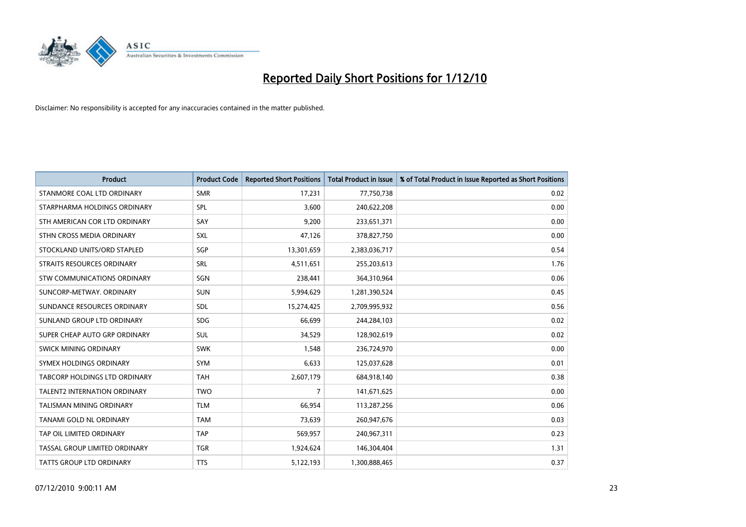# Reported Daily Short Positions for 1/12/10

Disclaimer: No responsibility is accepted for any inaccuracies contained in the matter published.

| Product | Product Code | Reported Short Positions | Total Product in Issue | % of Total Product in Issue Reported as Short Positions |
|---|---|---|---|---|
| STANMORE COAL LTD ORDINARY | SMR | 17,231 | 77,750,738 | 0.02 |
| STARPHARMA HOLDINGS ORDINARY | SPL | 3,600 | 240,622,208 | 0.00 |
| STH AMERICAN COR LTD ORDINARY | SAY | 9,200 | 233,651,371 | 0.00 |
| STHN CROSS MEDIA ORDINARY | SXL | 47,126 | 378,827,750 | 0.00 |
| STOCKLAND UNITS/ORD STAPLED | SGP | 13,301,659 | 2,383,036,717 | 0.54 |
| STRAITS RESOURCES ORDINARY | SRL | 4,511,651 | 255,203,613 | 1.76 |
| STW COMMUNICATIONS ORDINARY | SGN | 238,441 | 364,310,964 | 0.06 |
| SUNCORP-METWAY. ORDINARY | SUN | 5,994,629 | 1,281,390,524 | 0.45 |
| SUNDANCE RESOURCES ORDINARY | SDL | 15,274,425 | 2,709,995,932 | 0.56 |
| SUNLAND GROUP LTD ORDINARY | SDG | 66,699 | 244,284,103 | 0.02 |
| SUPER CHEAP AUTO GRP ORDINARY | SUL | 34,529 | 128,902,619 | 0.02 |
| SWICK MINING ORDINARY | SWK | 1,548 | 236,724,970 | 0.00 |
| SYMEX HOLDINGS ORDINARY | SYM | 6,633 | 125,037,628 | 0.01 |
| TABCORP HOLDINGS LTD ORDINARY | TAH | 2,607,179 | 684,918,140 | 0.38 |
| TALENT2 INTERNATION ORDINARY | TWO | 7 | 141,671,625 | 0.00 |
| TALISMAN MINING ORDINARY | TLM | 66,954 | 113,287,256 | 0.06 |
| TANAMI GOLD NL ORDINARY | TAM | 73,639 | 260,947,676 | 0.03 |
| TAP OIL LIMITED ORDINARY | TAP | 569,957 | 240,967,311 | 0.23 |
| TASSAL GROUP LIMITED ORDINARY | TGR | 1,924,624 | 146,304,404 | 1.31 |
| TATTS GROUP LTD ORDINARY | TTS | 5,122,193 | 1,300,888,465 | 0.37 |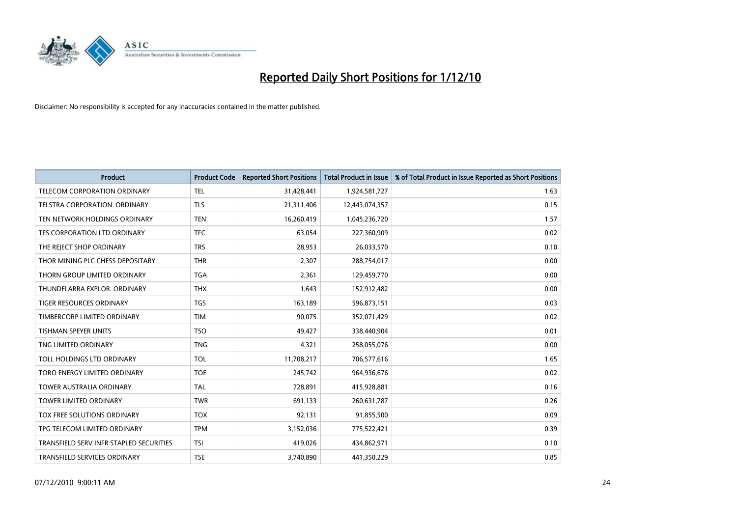# Reported Daily Short Positions for 1/12/10

Disclaimer: No responsibility is accepted for any inaccuracies contained in the matter published.

| Product | Product Code | Reported Short Positions | Total Product in Issue | % of Total Product in Issue Reported as Short Positions |
|---|---|---|---|---|
| TELECOM CORPORATION ORDINARY | TEL | 31,428,441 | 1,924,581,727 | 1.63 |
| TELSTRA CORPORATION. ORDINARY | TLS | 21,311,406 | 12,443,074,357 | 0.15 |
| TEN NETWORK HOLDINGS ORDINARY | TEN | 16,260,419 | 1,045,236,720 | 1.57 |
| TFS CORPORATION LTD ORDINARY | TFC | 63,054 | 227,360,909 | 0.02 |
| THE REJECT SHOP ORDINARY | TRS | 28,953 | 26,033,570 | 0.10 |
| THOR MINING PLC CHESS DEPOSITARY | THR | 2,307 | 288,754,017 | 0.00 |
| THORN GROUP LIMITED ORDINARY | TGA | 2,361 | 129,459,770 | 0.00 |
| THUNDELARRA EXPLOR. ORDINARY | THX | 1,643 | 152,912,482 | 0.00 |
| TIGER RESOURCES ORDINARY | TGS | 163,189 | 596,873,151 | 0.03 |
| TIMBERCORP LIMITED ORDINARY | TIM | 90,075 | 352,071,429 | 0.02 |
| TISHMAN SPEYER UNITS | TSO | 49,427 | 338,440,904 | 0.01 |
| TNG LIMITED ORDINARY | TNG | 4,321 | 258,055,076 | 0.00 |
| TOLL HOLDINGS LTD ORDINARY | TOL | 11,708,217 | 706,577,616 | 1.65 |
| TORO ENERGY LIMITED ORDINARY | TOE | 245,742 | 964,936,676 | 0.02 |
| TOWER AUSTRALIA ORDINARY | TAL | 728,891 | 415,928,881 | 0.16 |
| TOWER LIMITED ORDINARY | TWR | 691,133 | 260,631,787 | 0.26 |
| TOX FREE SOLUTIONS ORDINARY | TOX | 92,131 | 91,855,500 | 0.09 |
| TPG TELECOM LIMITED ORDINARY | TPM | 3,152,036 | 775,522,421 | 0.39 |
| TRANSFIELD SERV INFR STAPLED SECURITIES | TSI | 419,026 | 434,862,971 | 0.10 |
| TRANSFIELD SERVICES ORDINARY | TSE | 3,740,890 | 441,350,229 | 0.85 |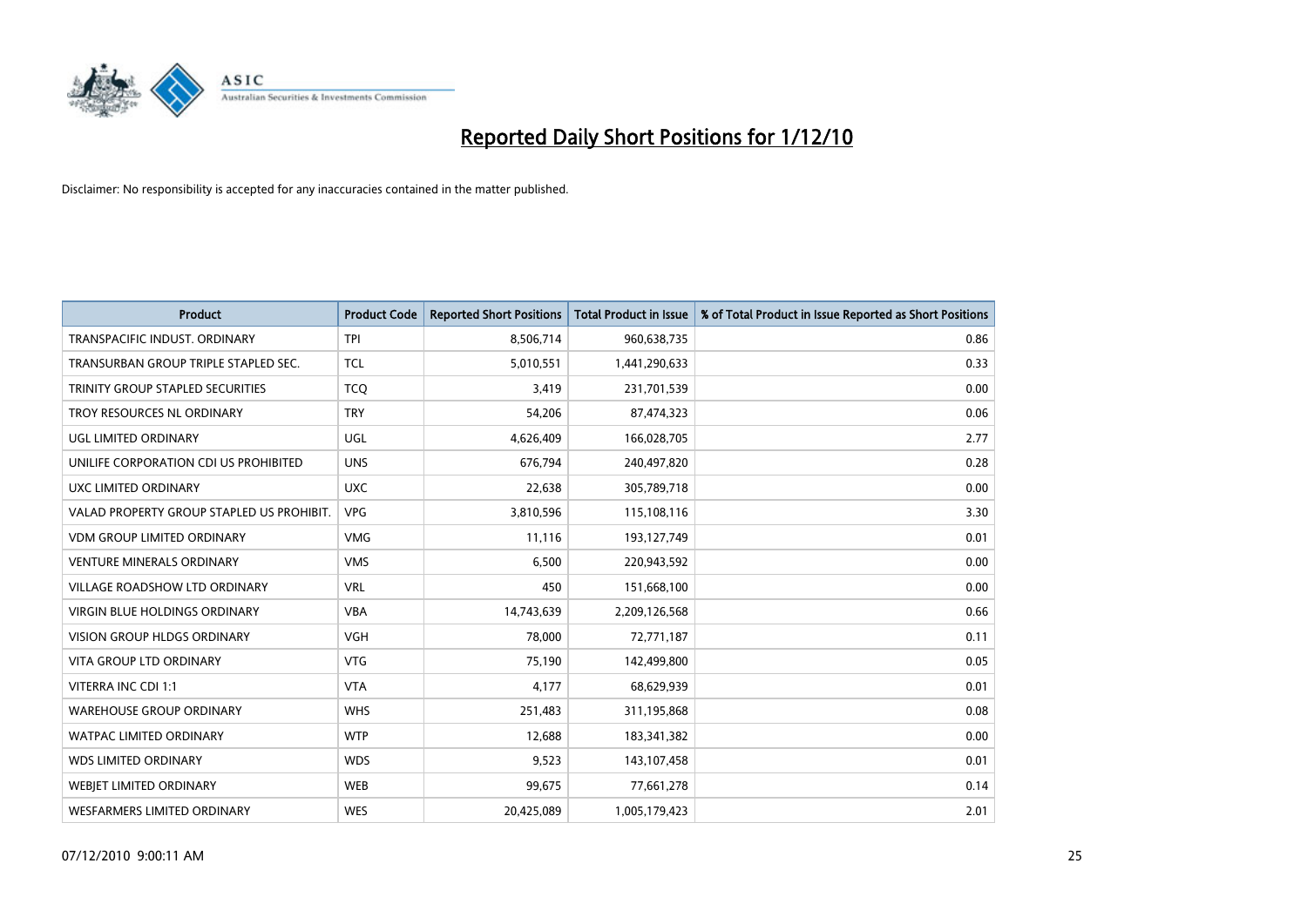# Reported Daily Short Positions for 1/12/10

Disclaimer: No responsibility is accepted for any inaccuracies contained in the matter published.

| Product | Product Code | Reported Short Positions | Total Product in Issue | % of Total Product in Issue Reported as Short Positions |
|---|---|---|---|---|
| TRANSPACIFIC INDUST. ORDINARY | TPI | 8,506,714 | 960,638,735 | 0.86 |
| TRANSURBAN GROUP TRIPLE STAPLED SEC. | TCL | 5,010,551 | 1,441,290,633 | 0.33 |
| TRINITY GROUP STAPLED SECURITIES | TCQ | 3,419 | 231,701,539 | 0.00 |
| TROY RESOURCES NL ORDINARY | TRY | 54,206 | 87,474,323 | 0.06 |
| UGL LIMITED ORDINARY | UGL | 4,626,409 | 166,028,705 | 2.77 |
| UNILIFE CORPORATION CDI US PROHIBITED | UNS | 676,794 | 240,497,820 | 0.28 |
| UXC LIMITED ORDINARY | UXC | 22,638 | 305,789,718 | 0.00 |
| VALAD PROPERTY GROUP STAPLED US PROHIBIT. | VPG | 3,810,596 | 115,108,116 | 3.30 |
| VDM GROUP LIMITED ORDINARY | VMG | 11,116 | 193,127,749 | 0.01 |
| VENTURE MINERALS ORDINARY | VMS | 6,500 | 220,943,592 | 0.00 |
| VILLAGE ROADSHOW LTD ORDINARY | VRL | 450 | 151,668,100 | 0.00 |
| VIRGIN BLUE HOLDINGS ORDINARY | VBA | 14,743,639 | 2,209,126,568 | 0.66 |
| VISION GROUP HLDGS ORDINARY | VGH | 78,000 | 72,771,187 | 0.11 |
| VITA GROUP LTD ORDINARY | VTG | 75,190 | 142,499,800 | 0.05 |
| VITERRA INC CDI 1:1 | VTA | 4,177 | 68,629,939 | 0.01 |
| WAREHOUSE GROUP ORDINARY | WHS | 251,483 | 311,195,868 | 0.08 |
| WATPAC LIMITED ORDINARY | WTP | 12,688 | 183,341,382 | 0.00 |
| WDS LIMITED ORDINARY | WDS | 9,523 | 143,107,458 | 0.01 |
| WEBJET LIMITED ORDINARY | WEB | 99,675 | 77,661,278 | 0.14 |
| WESFARMERS LIMITED ORDINARY | WES | 20,425,089 | 1,005,179,423 | 2.01 |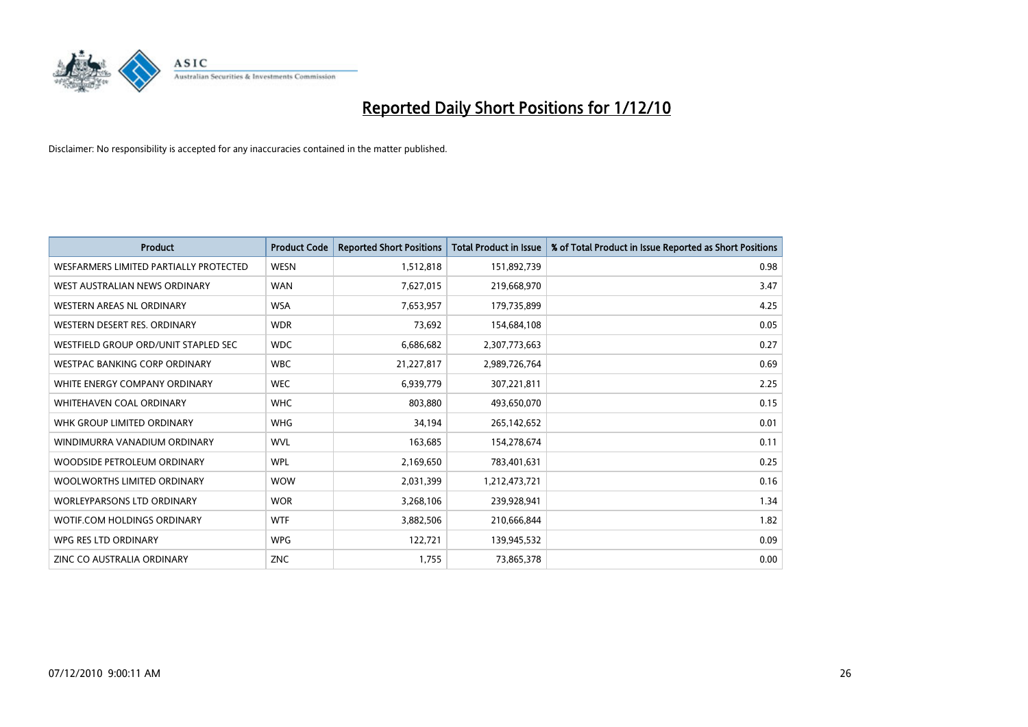# Reported Daily Short Positions for 1/12/10

Disclaimer: No responsibility is accepted for any inaccuracies contained in the matter published.

| Product | Product Code | Reported Short Positions | Total Product in Issue | % of Total Product in Issue Reported as Short Positions |
|---|---|---|---|---|
| WESFARMERS LIMITED PARTIALLY PROTECTED | WESN | 1,512,818 | 151,892,739 | 0.98 |
| WEST AUSTRALIAN NEWS ORDINARY | WAN | 7,627,015 | 219,668,970 | 3.47 |
| WESTERN AREAS NL ORDINARY | WSA | 7,653,957 | 179,735,899 | 4.25 |
| WESTERN DESERT RES. ORDINARY | WDR | 73,692 | 154,684,108 | 0.05 |
| WESTFIELD GROUP ORD/UNIT STAPLED SEC | WDC | 6,686,682 | 2,307,773,663 | 0.27 |
| WESTPAC BANKING CORP ORDINARY | WBC | 21,227,817 | 2,989,726,764 | 0.69 |
| WHITE ENERGY COMPANY ORDINARY | WEC | 6,939,779 | 307,221,811 | 2.25 |
| WHITEHAVEN COAL ORDINARY | WHC | 803,880 | 493,650,070 | 0.15 |
| WHK GROUP LIMITED ORDINARY | WHG | 34,194 | 265,142,652 | 0.01 |
| WINDIMURRA VANADIUM ORDINARY | WVL | 163,685 | 154,278,674 | 0.11 |
| WOODSIDE PETROLEUM ORDINARY | WPL | 2,169,650 | 783,401,631 | 0.25 |
| WOOLWORTHS LIMITED ORDINARY | WOW | 2,031,399 | 1,212,473,721 | 0.16 |
| WORLEYPARSONS LTD ORDINARY | WOR | 3,268,106 | 239,928,941 | 1.34 |
| WOTIF.COM HOLDINGS ORDINARY | WTF | 3,882,506 | 210,666,844 | 1.82 |
| WPG RES LTD ORDINARY | WPG | 122,721 | 139,945,532 | 0.09 |
| ZINC CO AUSTRALIA ORDINARY | ZNC | 1,755 | 73,865,378 | 0.00 |